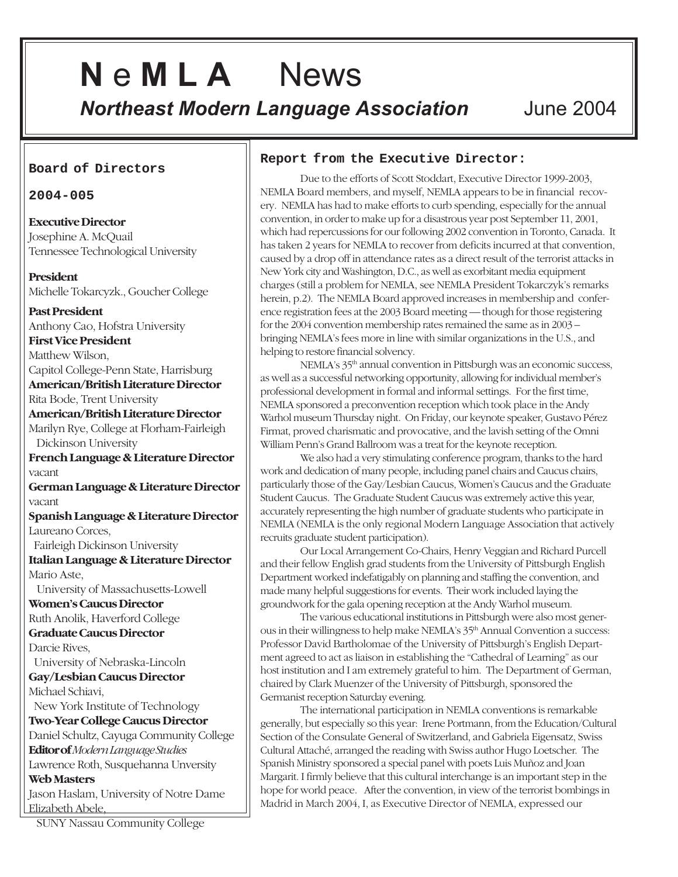# **N** e **M L A** News

## ***Northeast Modern Language Association*** June 2004

**Board of Directors**

**2004-005**

**Executive Director**
Josephine A. McQuail
Tennessee Technological University

**President**
Michelle Tokarcyzk., Goucher College

**Past President**
Anthony Cao, Hofstra University

**First Vice President**
Matthew Wilson,
Capitol College-Penn State, Harrisburg

**American/British Literature Director**
Rita Bode, Trent University

**American/British Literature Director**
Marilyn Rye, College at Florham-Fairleigh Dickinson University

**French Language & Literature Director**
vacant

**German Language & Literature Director**
vacant

**Spanish Language & Literature Director**
Laureano Corces,
Fairleigh Dickinson University

**Italian Language & Literature Director**
Mario Aste,
University of Massachusetts-Lowell

**Women's Caucus Director**
Ruth Anolik, Haverford College

**Graduate Caucus Director**
Darcie Rives,
University of Nebraska-Lincoln

**Gay/Lesbian Caucus Director**
Michael Schiavi,
New York Institute of Technology

**Two-Year College Caucus Director**
Daniel Schultz, Cayuga Community College

**Editor of** ***Modern Language Studies***
Lawrence Roth, Susquehanna Unversity

**Web Masters**
Jason Haslam, University of Notre Dame
Elizabeth Abele,
SUNY Nassau Community College

### Report from the Executive Director:

Due to the efforts of Scott Stoddart, Executive Director 1999-2003, NEMLA Board members, and myself, NEMLA appears to be in financial recovery. NEMLA has had to make efforts to curb spending, especially for the annual convention, in order to make up for a disastrous year post September 11, 2001, which had repercussions for our following 2002 convention in Toronto, Canada. It has taken 2 years for NEMLA to recover from deficits incurred at that convention, caused by a drop off in attendance rates as a direct result of the terrorist attacks in New York city and Washington, D.C., as well as exorbitant media equipment charges (still a problem for NEMLA, see NEMLA President Tokarczyk's remarks herein, p.2). The NEMLA Board approved increases in membership and conference registration fees at the 2003 Board meeting — though for those registering for the 2004 convention membership rates remained the same as in 2003 – bringing NEMLA's fees more in line with similar organizations in the U.S., and helping to restore financial solvency.

NEMLA's 35th annual convention in Pittsburgh was an economic success, as well as a successful networking opportunity, allowing for individual member's professional development in formal and informal settings. For the first time, NEMLA sponsored a preconvention reception which took place in the Andy Warhol museum Thursday night. On Friday, our keynote speaker, Gustavo Pérez Firmat, proved charismatic and provocative, and the lavish setting of the Omni William Penn's Grand Ballroom was a treat for the keynote reception.

We also had a very stimulating conference program, thanks to the hard work and dedication of many people, including panel chairs and Caucus chairs, particularly those of the Gay/Lesbian Caucus, Women's Caucus and the Graduate Student Caucus. The Graduate Student Caucus was extremely active this year, accurately representing the high number of graduate students who participate in NEMLA (NEMLA is the only regional Modern Language Association that actively recruits graduate student participation).

Our Local Arrangement Co-Chairs, Henry Veggian and Richard Purcell and their fellow English grad students from the University of Pittsburgh English Department worked indefatigably on planning and staffing the convention, and made many helpful suggestions for events. Their work included laying the groundwork for the gala opening reception at the Andy Warhol museum.

The various educational institutions in Pittsburgh were also most generous in their willingness to help make NEMLA's 35th Annual Convention a success: Professor David Bartholomae of the University of Pittsburgh's English Department agreed to act as liaison in establishing the "Cathedral of Learning" as our host institution and I am extremely grateful to him. The Department of German, chaired by Clark Muenzer of the University of Pittsburgh, sponsored the Germanist reception Saturday evening.

The international participation in NEMLA conventions is remarkable generally, but especially so this year: Irene Portmann, from the Education/Cultural Section of the Consulate General of Switzerland, and Gabriela Eigensatz, Swiss Cultural Attaché, arranged the reading with Swiss author Hugo Loetscher. The Spanish Ministry sponsored a special panel with poets Luis Muñoz and Joan Margarit. I firmly believe that this cultural interchange is an important step in the hope for world peace. After the convention, in view of the terrorist bombings in Madrid in March 2004, I, as Executive Director of NEMLA, expressed our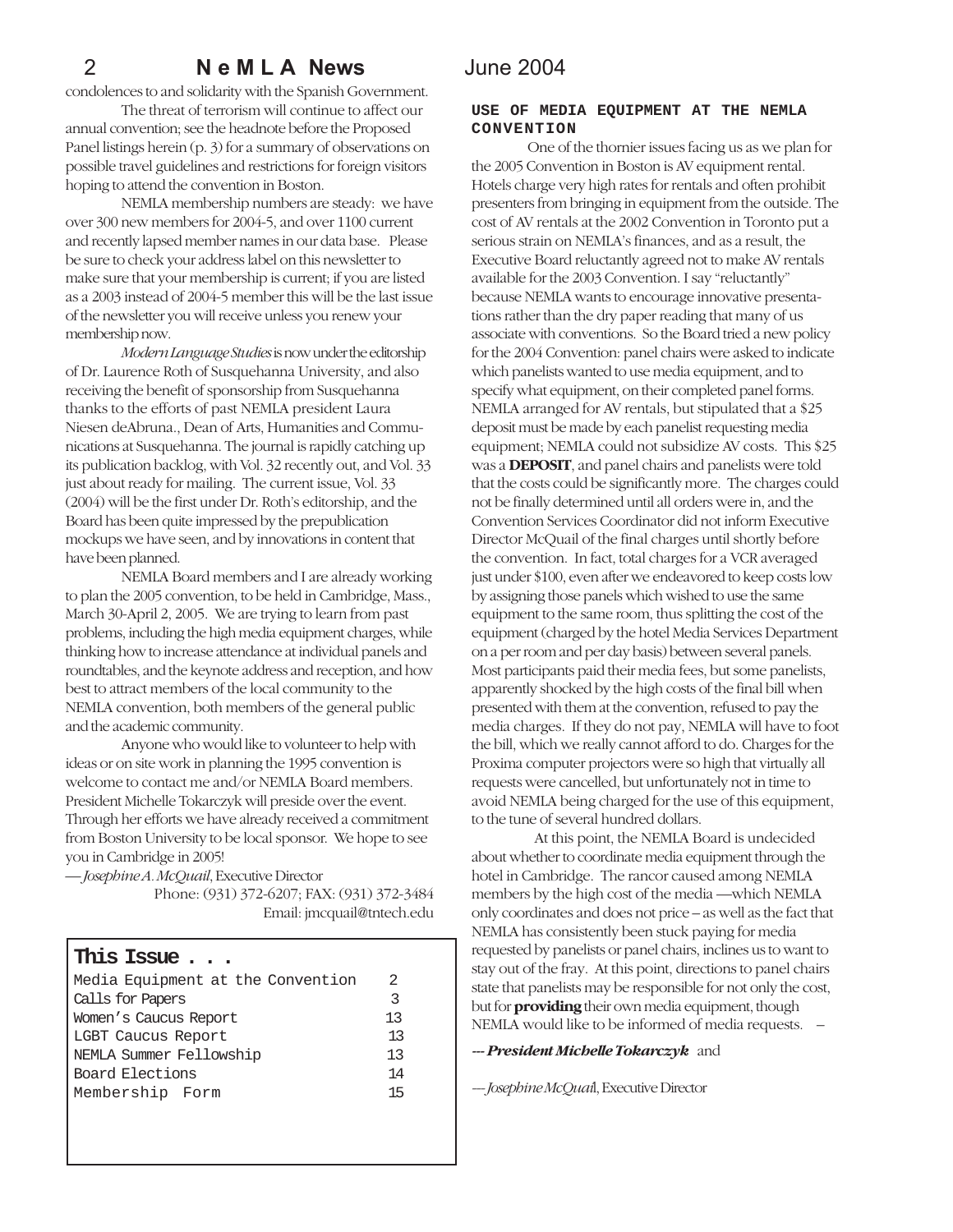condolences to and solidarity with the Spanish Government.

The threat of terrorism will continue to affect our annual convention; see the headnote before the Proposed Panel listings herein (p. 3) for a summary of observations on possible travel guidelines and restrictions for foreign visitors hoping to attend the convention in Boston.

NEMLA membership numbers are steady: we have over 300 new members for 2004-5, and over 1100 current and recently lapsed member names in our data base. Please be sure to check your address label on this newsletter to make sure that your membership is current; if you are listed as a 2003 instead of 2004-5 member this will be the last issue of the newsletter you will receive unless you renew your membership now.

*Modern Language Studies* is now under the editorship of Dr. Laurence Roth of Susquehanna University, and also receiving the benefit of sponsorship from Susquehanna thanks to the efforts of past NEMLA president Laura Niesen deAbruna., Dean of Arts, Humanities and Communications at Susquehanna. The journal is rapidly catching up its publication backlog, with Vol. 32 recently out, and Vol. 33 just about ready for mailing. The current issue, Vol. 33 (2004) will be the first under Dr. Roth's editorship, and the Board has been quite impressed by the prepublication mockups we have seen, and by innovations in content that have been planned.

NEMLA Board members and I are already working to plan the 2005 convention, to be held in Cambridge, Mass., March 30-April 2, 2005. We are trying to learn from past problems, including the high media equipment charges, while thinking how to increase attendance at individual panels and roundtables, and the keynote address and reception, and how best to attract members of the local community to the NEMLA convention, both members of the general public and the academic community.

Anyone who would like to volunteer to help with ideas or on site work in planning the 1995 convention is welcome to contact me and/or NEMLA Board members. President Michelle Tokarczyk will preside over the event. Through her efforts we have already received a commitment from Boston University to be local sponsor. We hope to see you in Cambridge in 2005!

— *Josephine A. McQuail*, Executive Director
Phone: (931) 372-6207; FAX: (931) 372-3484
Email: jmcquail@tntech.edu

## This Issue . . .

| | |
|---|---|
| Media Equipment at the Convention | 2 |
| Calls for Papers | 3 |
| Women's Caucus Report | 13 |
| LGBT Caucus Report | 13 |
| NEMLA Summer Fellowship | 13 |
| Board Elections | 14 |
| Membership Form | 15 |

## USE OF MEDIA EQUIPMENT AT THE NEMLA CONVENTION

One of the thornier issues facing us as we plan for the 2005 Convention in Boston is AV equipment rental. Hotels charge very high rates for rentals and often prohibit presenters from bringing in equipment from the outside. The cost of AV rentals at the 2002 Convention in Toronto put a serious strain on NEMLA's finances, and as a result, the Executive Board reluctantly agreed not to make AV rentals available for the 2003 Convention. I say "reluctantly" because NEMLA wants to encourage innovative presentations rather than the dry paper reading that many of us associate with conventions. So the Board tried a new policy for the 2004 Convention: panel chairs were asked to indicate which panelists wanted to use media equipment, and to specify what equipment, on their completed panel forms. NEMLA arranged for AV rentals, but stipulated that a $25 deposit must be made by each panelist requesting media equipment; NEMLA could not subsidize AV costs. This $25 was a **DEPOSIT**, and panel chairs and panelists were told that the costs could be significantly more. The charges could not be finally determined until all orders were in, and the Convention Services Coordinator did not inform Executive Director McQuail of the final charges until shortly before the convention. In fact, total charges for a VCR averaged just under $100, even after we endeavored to keep costs low by assigning those panels which wished to use the same equipment to the same room, thus splitting the cost of the equipment (charged by the hotel Media Services Department on a per room and per day basis) between several panels. Most participants paid their media fees, but some panelists, apparently shocked by the high costs of the final bill when presented with them at the convention, refused to pay the media charges. If they do not pay, NEMLA will have to foot the bill, which we really cannot afford to do. Charges for the Proxima computer projectors were so high that virtually all requests were cancelled, but unfortunately not in time to avoid NEMLA being charged for the use of this equipment, to the tune of several hundred dollars.

At this point, the NEMLA Board is undecided about whether to coordinate media equipment through the hotel in Cambridge. The rancor caused among NEMLA members by the high cost of the media —which NEMLA only coordinates and does not price – as well as the fact that NEMLA has consistently been stuck paying for media requested by panelists or panel chairs, inclines us to want to stay out of the fray. At this point, directions to panel chairs state that panelists may be responsible for not only the cost, but for **providing** their own media equipment, though NEMLA would like to be informed of media requests. –

--- ***President Michelle Tokarczyk*** and

— *Josephine McQuai*l, Executive Director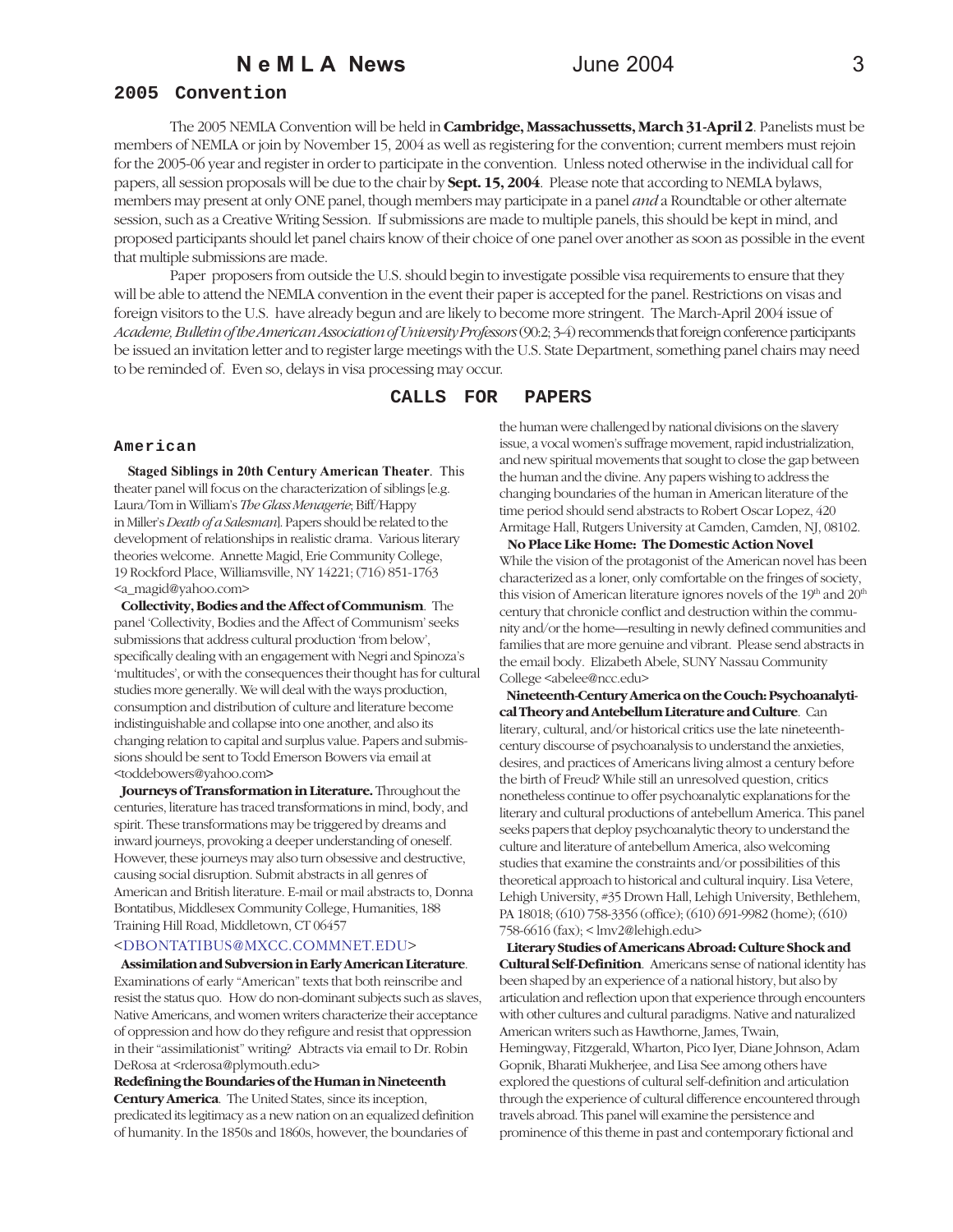## 2005 Convention

The 2005 NEMLA Convention will be held in **Cambridge, Massachussetts, March 31-April 2**. Panelists must be members of NEMLA or join by November 15, 2004 as well as registering for the convention; current members must rejoin for the 2005-06 year and register in order to participate in the convention. Unless noted otherwise in the individual call for papers, all session proposals will be due to the chair by **Sept. 15, 2004**. Please note that according to NEMLA bylaws, members may present at only ONE panel, though members may participate in a panel *and* a Roundtable or other alternate session, such as a Creative Writing Session. If submissions are made to multiple panels, this should be kept in mind, and proposed participants should let panel chairs know of their choice of one panel over another as soon as possible in the event that multiple submissions are made.

Paper proposers from outside the U.S. should begin to investigate possible visa requirements to ensure that they will be able to attend the NEMLA convention in the event their paper is accepted for the panel. Restrictions on visas and foreign visitors to the U.S. have already begun and are likely to become more stringent. The March-April 2004 issue of *Academe, Bulletin of the American Association of University Professors* (90:2; 3-4) recommends that foreign conference participants be issued an invitation letter and to register large meetings with the U.S. State Department, something panel chairs may need to be reminded of. Even so, delays in visa processing may occur.

## CALLS FOR PAPERS

### American

**Staged Siblings in 20th Century American Theater**. This theater panel will focus on the characterization of siblings [e.g. Laura/Tom in William's *The Glass Menagerie*; Biff/Happy in Miller's *Death of a Salesman*]. Papers should be related to the development of relationships in realistic drama. Various literary theories welcome. Annette Magid, Erie Community College, 19 Rockford Place, Williamsville, NY 14221; (716) 851-1763 <a_magid@yahoo.com>

**Collectivity, Bodies and the Affect of Communism**. The panel 'Collectivity, Bodies and the Affect of Communism' seeks submissions that address cultural production 'from below', specifically dealing with an engagement with Negri and Spinoza's 'multitudes', or with the consequences their thought has for cultural studies more generally. We will deal with the ways production, consumption and distribution of culture and literature become indistinguishable and collapse into one another, and also its changing relation to capital and surplus value. Papers and submissions should be sent to Todd Emerson Bowers via email at <toddebowers@yahoo.com>

**Journeys of Transformation in Literature.** Throughout the centuries, literature has traced transformations in mind, body, and spirit. These transformations may be triggered by dreams and inward journeys, provoking a deeper understanding of oneself. However, these journeys may also turn obsessive and destructive, causing social disruption. Submit abstracts in all genres of American and British literature. E-mail or mail abstracts to, Donna Bontatibus, Middlesex Community College, Humanities, 188 Training Hill Road, Middletown, CT 06457 <DBONTATIBUS@MXCC.COMMNET.EDU>

**Assimilation and Subversion in Early American Literature**. Examinations of early "American" texts that both reinscribe and resist the status quo. How do non-dominant subjects such as slaves, Native Americans, and women writers characterize their acceptance of oppression and how do they refigure and resist that oppression in their "assimilationist" writing? Abtracts via email to Dr. Robin DeRosa at <rderosa@plymouth.edu>

**Redefining the Boundaries of the Human in Nineteenth Century America**. The United States, since its inception, predicated its legitimacy as a new nation on an equalized definition of humanity. In the 1850s and 1860s, however, the boundaries of the human were challenged by national divisions on the slavery issue, a vocal women's suffrage movement, rapid industrialization, and new spiritual movements that sought to close the gap between the human and the divine. Any papers wishing to address the changing boundaries of the human in American literature of the time period should send abstracts to Robert Oscar Lopez, 420 Armitage Hall, Rutgers University at Camden, Camden, NJ, 08102.

**No Place Like Home: The Domestic Action Novel** While the vision of the protagonist of the American novel has been characterized as a loner, only comfortable on the fringes of society, this vision of American literature ignores novels of the 19th and 20th century that chronicle conflict and destruction within the community and/or the home—resulting in newly defined communities and families that are more genuine and vibrant. Please send abstracts in the email body. Elizabeth Abele, SUNY Nassau Community College <abelee@ncc.edu>

**Nineteenth-Century America on the Couch: Psychoanalytical Theory and Antebellum Literature and Culture**. Can literary, cultural, and/or historical critics use the late nineteenth-century discourse of psychoanalysis to understand the anxieties, desires, and practices of Americans living almost a century before the birth of Freud? While still an unresolved question, critics nonetheless continue to offer psychoanalytic explanations for the literary and cultural productions of antebellum America. This panel seeks papers that deploy psychoanalytic theory to understand the culture and literature of antebellum America, also welcoming studies that examine the constraints and/or possibilities of this theoretical approach to historical and cultural inquiry. Lisa Vetere, Lehigh University, #35 Drown Hall, Lehigh University, Bethlehem, PA 18018; (610) 758-3356 (office); (610) 691-9982 (home); (610) 758-6616 (fax); < lmv2@lehigh.edu>

**Literary Studies of Americans Abroad: Culture Shock and Cultural Self-Definition**. Americans sense of national identity has been shaped by an experience of a national history, but also by articulation and reflection upon that experience through encounters with other cultures and cultural paradigms. Native and naturalized American writers such as Hawthorne, James, Twain, Hemingway, Fitzgerald, Wharton, Pico Iyer, Diane Johnson, Adam Gopnik, Bharati Mukherjee, and Lisa See among others have explored the questions of cultural self-definition and articulation through the experience of cultural difference encountered through travels abroad. This panel will examine the persistence and prominence of this theme in past and contemporary fictional and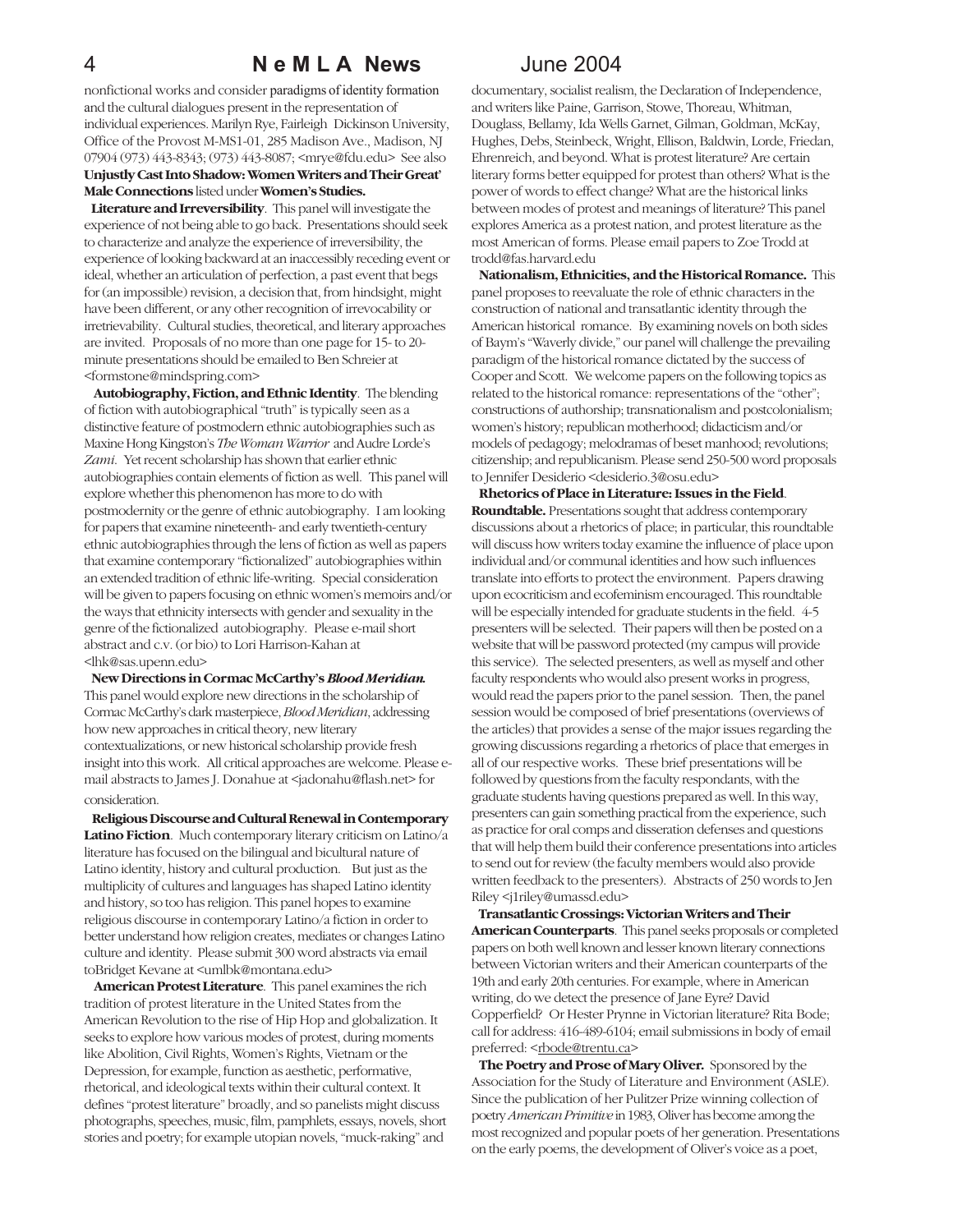nonfictional works and consider paradigms of identity formation and the cultural dialogues present in the representation of individual experiences. Marilyn Rye, Fairleigh Dickinson University, Office of the Provost M-MS1-01, 285 Madison Ave., Madison, NJ 07904 (973) 443-8343; (973) 443-8087; <mrye@fdu.edu> See also **Unjustly Cast Into Shadow: Women Writers and Their Great' Male Connections** listed under **Women's Studies.**

**Literature and Irreversibility**. This panel will investigate the experience of not being able to go back. Presentations should seek to characterize and analyze the experience of irreversibility, the experience of looking backward at an inaccessibly receding event or ideal, whether an articulation of perfection, a past event that begs for (an impossible) revision, a decision that, from hindsight, might have been different, or any other recognition of irrevocability or irretrievability. Cultural studies, theoretical, and literary approaches are invited. Proposals of no more than one page for 15- to 20-minute presentations should be emailed to Ben Schreier at <formstone@mindspring.com>

**Autobiography, Fiction, and Ethnic Identity**. The blending of fiction with autobiographical "truth" is typically seen as a distinctive feature of postmodern ethnic autobiographies such as Maxine Hong Kingston's *The Woman Warrior* and Audre Lorde's *Zami*. Yet recent scholarship has shown that earlier ethnic autobiographies contain elements of fiction as well. This panel will explore whether this phenomenon has more to do with postmodernity or the genre of ethnic autobiography. I am looking for papers that examine nineteenth- and early twentieth-century ethnic autobiographies through the lens of fiction as well as papers that examine contemporary "fictionalized" autobiographies within an extended tradition of ethnic life-writing. Special consideration will be given to papers focusing on ethnic women's memoirs and/or the ways that ethnicity intersects with gender and sexuality in the genre of the fictionalized autobiography. Please e-mail short abstract and c.v. (or bio) to Lori Harrison-Kahan at <lhk@sas.upenn.edu>

**New Directions in Cormac McCarthy's *Blood Meridian.*** This panel would explore new directions in the scholarship of Cormac McCarthy's dark masterpiece, *Blood Meridian*, addressing how new approaches in critical theory, new literary contextualizations, or new historical scholarship provide fresh insight into this work. All critical approaches are welcome. Please e-mail abstracts to James J. Donahue at <jadonahu@flash.net> for consideration.

**Religious Discourse and Cultural Renewal in Contemporary Latino Fiction**. Much contemporary literary criticism on Latino/a literature has focused on the bilingual and bicultural nature of Latino identity, history and cultural production. But just as the multiplicity of cultures and languages has shaped Latino identity and history, so too has religion. This panel hopes to examine religious discourse in contemporary Latino/a fiction in order to better understand how religion creates, mediates or changes Latino culture and identity. Please submit 300 word abstracts via email toBridget Kevane at <umlbk@montana.edu>

**American Protest Literature**. This panel examines the rich tradition of protest literature in the United States from the American Revolution to the rise of Hip Hop and globalization. It seeks to explore how various modes of protest, during moments like Abolition, Civil Rights, Women's Rights, Vietnam or the Depression, for example, function as aesthetic, performative, rhetorical, and ideological texts within their cultural context. It defines "protest literature" broadly, and so panelists might discuss photographs, speeches, music, film, pamphlets, essays, novels, short stories and poetry; for example utopian novels, "muck-raking" and documentary, socialist realism, the Declaration of Independence, and writers like Paine, Garrison, Stowe, Thoreau, Whitman, Douglass, Bellamy, Ida Wells Garnet, Gilman, Goldman, McKay, Hughes, Debs, Steinbeck, Wright, Ellison, Baldwin, Lorde, Friedan, Ehrenreich, and beyond. What is protest literature? Are certain literary forms better equipped for protest than others? What is the power of words to effect change? What are the historical links between modes of protest and meanings of literature? This panel explores America as a protest nation, and protest literature as the most American of forms. Please email papers to Zoe Trodd at trodd@fas.harvard.edu

**Nationalism, Ethnicities, and the Historical Romance.** This panel proposes to reevaluate the role of ethnic characters in the construction of national and transatlantic identity through the American historical romance. By examining novels on both sides of Baym's "Waverly divide," our panel will challenge the prevailing paradigm of the historical romance dictated by the success of Cooper and Scott. We welcome papers on the following topics as related to the historical romance: representations of the "other"; constructions of authorship; transnationalism and postcolonialism; women's history; republican motherhood; didacticism and/or models of pedagogy; melodramas of beset manhood; revolutions; citizenship; and republicanism. Please send 250-500 word proposals to Jennifer Desiderio <desiderio.3@osu.edu>

**Rhetorics of Place in Literature: Issues in the Field. Roundtable.** Presentations sought that address contemporary discussions about a rhetorics of place; in particular, this roundtable will discuss how writers today examine the influence of place upon individual and/or communal identities and how such influences translate into efforts to protect the environment. Papers drawing upon ecocriticism and ecofeminism encouraged. This roundtable will be especially intended for graduate students in the field. 4-5 presenters will be selected. Their papers will then be posted on a website that will be password protected (my campus will provide this service). The selected presenters, as well as myself and other faculty respondents who would also present works in progress, would read the papers prior to the panel session. Then, the panel session would be composed of brief presentations (overviews of the articles) that provides a sense of the major issues regarding the growing discussions regarding a rhetorics of place that emerges in all of our respective works. These brief presentations will be followed by questions from the faculty respondants, with the graduate students having questions prepared as well. In this way, presenters can gain something practical from the experience, such as practice for oral comps and disseration defenses and questions that will help them build their conference presentations into articles to send out for review (the faculty members would also provide written feedback to the presenters). Abstracts of 250 words to Jen Riley <j1riley@umassd.edu>

**Transatlantic Crossings: Victorian Writers and Their American Counterparts**. This panel seeks proposals or completed papers on both well known and lesser known literary connections between Victorian writers and their American counterparts of the 19th and early 20th centuries. For example, where in American writing, do we detect the presence of Jane Eyre? David Copperfield? Or Hester Prynne in Victorian literature? Rita Bode; call for address: 416-489-6104; email submissions in body of email preferred: <rbode@trentu.ca>

**The Poetry and Prose of Mary Oliver.** Sponsored by the Association for the Study of Literature and Environment (ASLE). Since the publication of her Pulitzer Prize winning collection of poetry *American Primitive* in 1983, Oliver has become among the most recognized and popular poets of her generation. Presentations on the early poems, the development of Oliver's voice as a poet,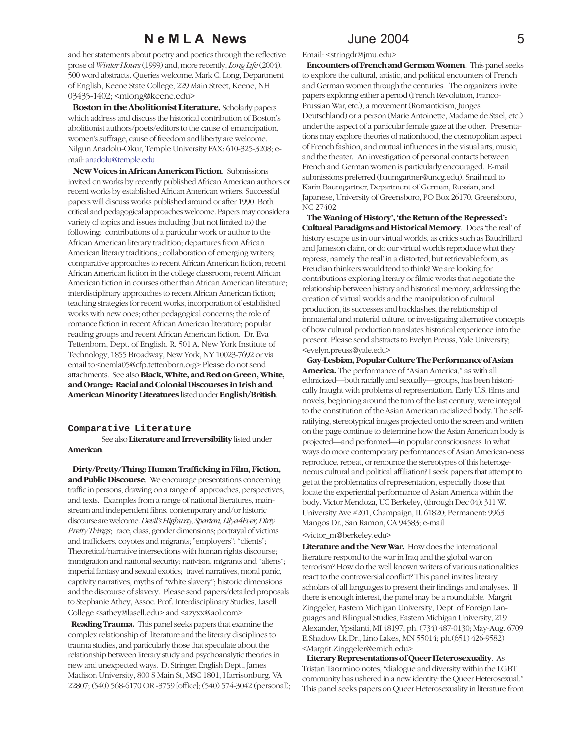and her statements about poetry and poetics through the reflective prose of *Winter Hours* (1999) and, more recently, *Long Life* (2004). 500 word abstracts. Queries welcome. Mark C. Long, Department of English, Keene State College, 229 Main Street, Keene, NH 03435-1402; <mlong@keene.edu>

**Boston in the Abolitionist Literature.** Scholarly papers which address and discuss the historical contribution of Boston's abolitionist authors/poets/editors to the cause of emancipation, women's suffrage, cause of freedom and liberty are welcome. Nilgun Anadolu-Okur, Temple University FAX: 610-325-3208; e-mail: anadolu@temple.edu

**New Voices in African American Fiction**. Submissions invited on works by recently published African American authors or recent works by established African American writers. Successful papers will discuss works published around or after 1990. Both critical and pedagogical approaches welcome. Papers may consider a variety of topics and issues including (but not limited to) the following: contributions of a particular work or author to the African American literary tradition; departures from African American literary traditions,; collaboration of emerging writers; comparative approaches to recent African American fiction; recent African American fiction in the college classroom; recent African American fiction in courses other than African American literature; interdisciplinary approaches to recent African American fiction; teaching strategies for recent works; incorporation of established works with new ones; other pedagogical concerns; the role of romance fiction in recent African American literature; popular reading groups and recent African American fiction. Dr. Eva Tettenborn, Dept. of English, R. 501 A, New York Institute of Technology, 1855 Broadway, New York, NY 10023-7692 or via email to <nemla05@cfp.tettenborn.org> Please do not send attachments. See also **Black, White, and Red on Green, White, and Orange: Racial and Colonial Discourses in Irish and American Minority Literatures** listed under **English/British**.

## Comparative Literature

See also **Literature and Irreversibility** listed under **American**.

**Dirty/Pretty/Thing: Human Trafficking in Film, Fiction, and Public Discourse**. We encourage presentations concerning traffic in persons, drawing on a range of approaches, perspectives, and texts. Examples from a range of national literatures, mainstream and independent films, contemporary and/or historic discourse are welcome. *Devil's Highway, Spartan, Lilya4Ever, Dirty Pretty Things*; race, class, gender dimensions; portrayal of victims and traffickers, coyotes and migrants; "employers"; "clients"; Theoretical/narrative intersections with human rights discourse; immigration and national security; nativism, migrants and "aliens"; imperial fantasy and sexual exotics; travel narratives, moral panic, captivity narratives, myths of "white slavery"; historic dimensions and the discourse of slavery. Please send papers/detailed proposals to Stephanie Athey, Assoc. Prof. Interdisciplinary Studies, Lasell College <sathey@lasell.edu> and <azyxx@aol.com>

**Reading Trauma.** This panel seeks papers that examine the complex relationship of literature and the literary disciplines to trauma studies, and particularly those that speculate about the relationship between literary study and psychoanalytic theories in new and unexpected ways. D. Stringer, English Dept., James Madison University, 800 S Main St, MSC 1801, Harrisonburg, VA 22807; (540) 568-6170 OR -3759 [office]; (540) 574-3042 (personal); Email: <stringdr@jmu.edu>

**Encounters of French and German Women**. This panel seeks to explore the cultural, artistic, and political encounters of French and German women through the centuries. The organizers invite papers exploring either a period (French Revolution, Franco-Prussian War, etc.), a movement (Romanticism, Junges Deutschland) or a person (Marie Antoinette, Madame de Stael, etc.) under the aspect of a particular female gaze at the other. Presentations may explore theories of nationhood, the cosmopolitan aspect of French fashion, and mutual influences in the visual arts, music, and the theater. An investigation of personal contacts between French and German women is particularly encouraged. E-mail submissions preferred (baumgartner@uncg.edu). Snail mail to Karin Baumgartner, Department of German, Russian, and Japanese, University of Greensboro, PO Box 26170, Greensboro, NC 27402

**The Waning of History', 'the Return of the Repressed': Cultural Paradigms and Historical Memory**. Does 'the real' of history escape us in our virtual worlds, as critics such as Baudrillard and Jameson claim, or do our virtual worlds reproduce what they repress, namely 'the real' in a distorted, but retrievable form, as Freudian thinkers would tend to think? We are looking for contributions exploring literary or filmic works that negotiate the relationship between history and historical memory, addressing the creation of virtual worlds and the manipulation of cultural production, its successes and backlashes, the relationship of immaterial and material culture, or investigating alternative concepts of how cultural production translates historical experience into the present. Please send abstracts to Evelyn Preuss, Yale University; <evelyn.preuss@yale.edu>

**Gay-Lesbian, Popular Culture The Performance of Asian America.** The performance of "Asian America," as with all ethnicized—both racially and sexually—groups, has been historically fraught with problems of representation. Early U.S. films and novels, beginning around the turn of the last century, were integral to the constitution of the Asian American racialized body. The self-ratifying, stereotypical images projected onto the screen and written on the page continue to determine how the Asian American body is projected—and performed—in popular consciousness. In what ways do more contemporary performances of Asian American-ness reproduce, repeat, or renounce the stereotypes of this heterogeneous cultural and political affiliation? I seek papers that attempt to get at the problematics of representation, especially those that locate the experiential performance of Asian America within the body. Victor Mendoza, UC Berkeley, (through Dec 04): 311 W. University Ave #201, Champaign, IL 61820; Permanent: 9963 Mangos Dr., San Ramon, CA 94583; e-mail <victor_m@berkeley.edu>

**Literature and the New War.** How does the international literature respond to the war in Iraq and the global war on terrorism? How do the well known writers of various nationalities react to the controversial conflict? This panel invites literary scholars of all languages to present their findings and analyses. If there is enough interest, the panel may be a roundtable. Margrit Zinggeler, Eastern Michigan University, Dept. of Foreign Languages and Bilingual Studies, Eastern Michigan University, 219 Alexander, Ypsilanti, MI 48197; ph. (734) 487-0130; May-Aug. 6709 E.Shadow Lk.Dr., Lino Lakes, MN 55014; ph.(651) 426-9582) <Margrit.Zinggeler@emich.edu>

**Literary Representations of Queer Heterosexuality**. As Tristan Taormino notes, "dialogue and diversity within the LGBT community has ushered in a new identity: the Queer Heterosexual." This panel seeks papers on Queer Heterosexuality in literature from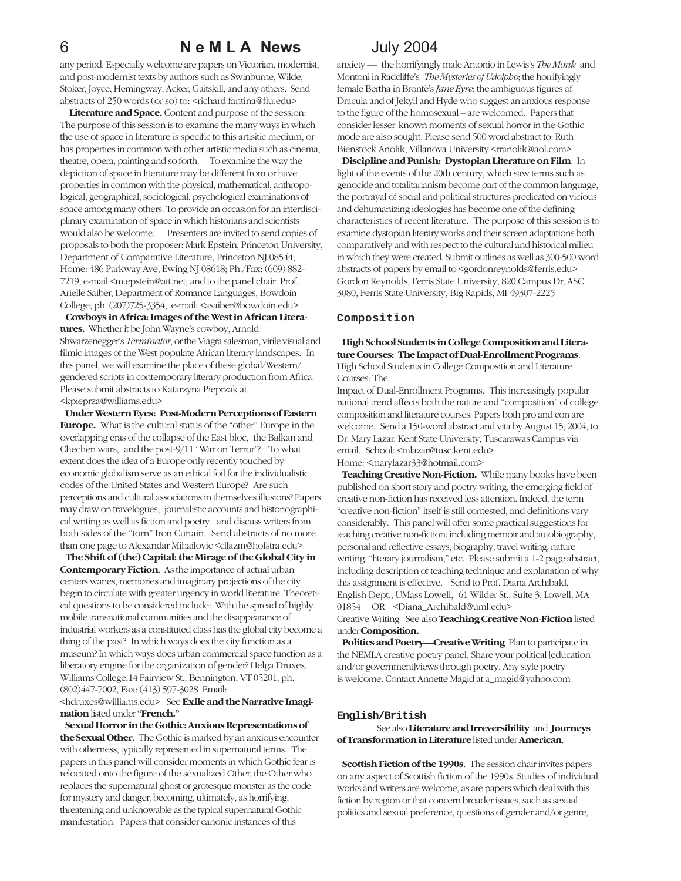any period. Especially welcome are papers on Victorian, modernist, and post-modernist texts by authors such as Swinburne, Wilde, Stoker, Joyce, Hemingway, Acker, Gaitskill, and any others. Send abstracts of 250 words (or so) to: <richard.fantina@fiu.edu>

**Literature and Space.** Content and purpose of the session: The purpose of this session is to examine the many ways in which the use of space in literature is specific to this artisitic medium, or has properties in common with other artistic media such as cinema, theatre, opera, painting and so forth. To examine the way the depiction of space in literature may be different from or have properties in common with the physical, mathematical, anthropological, geographical, sociological, psychological examinations of space among many others. To provide an occasion for an interdisciplinary examination of space in which historians and scientists would also be welcome. Presenters are invited to send copies of proposals to both the proposer: Mark Epstein, Princeton University, Department of Comparative Literature, Princeton NJ 08544; Home: 486 Parkway Ave, Ewing NJ 08618; Ph./Fax: (609) 882-7219; e-mail <m.epstein@att.net; and to the panel chair: Prof. Arielle Saiber, Department of Romance Languages, Bowdoin College; ph. (207)725-3354; e-mail: <asaiber@bowdoin.edu>

**Cowboys in Africa: Images of the West in African Literatures.** Whether it be John Wayne's cowboy, Arnold Shwarzenegger's *Terminator*, or the Viagra salesman, virile visual and filmic images of the West populate African literary landscapes. In this panel, we will examine the place of these global/Western/gendered scripts in contemporary literary production from Africa. Please submit abstracts to Katarzyna Pieprzak at <kpieprza@williams.edu>

**Under Western Eyes: Post-Modern Perceptions of Eastern Europe.** What is the cultural status of the "other" Europe in the overlapping eras of the collapse of the East bloc, the Balkan and Chechen wars, and the post-9/11 "War on Terror"? To what extent does the idea of a Europe only recently touched by economic globalism serve as an ethical foil for the individualistic codes of the United States and Western Europe? Are such perceptions and cultural associations in themselves illusions? Papers may draw on travelogues, journalistic accounts and historiographical writing as well as fiction and poetry, and discuss writers from both sides of the "torn" Iron Curtain. Send abstracts of no more than one page to Alexandar Mihailovic <cllazm@hofstra.edu>

**The Shift of (the) Capital: the Mirage of the Global City in Contemporary Fiction**. As the importance of actual urban centers wanes, memories and imaginary projections of the city begin to circulate with greater urgency in world literature. Theoretical questions to be considered include: With the spread of highly mobile transnational communities and the disappearance of industrial workers as a constituted class has the global city become a thing of the past? In which ways does the city function as a museum? In which ways does urban commercial space function as a liberatory engine for the organization of gender? Helga Druxes, Williams College,14 Fairview St., Bennington, VT 05201, ph. (802)447-7002, Fax: (413) 597-3028 Email: <hdruxes@williams.edu> See **Exile and the Narrative Imagination** listed under **"French."**

**Sexual Horror in the Gothic: Anxious Representations of the Sexual Other**. The Gothic is marked by an anxious encounter with otherness, typically represented in supernatural terms. The papers in this panel will consider moments in which Gothic fear is relocated onto the figure of the sexualized Other, the Other who replaces the supernatural ghost or grotesque monster as the code for mystery and danger, becoming, ultimately, as horrifying, threatening and unknowable as the typical supernatural Gothic manifestation. Papers that consider canonic instances of this anxiety — the horrifyingly male Antonio in Lewis's *The Monk* and Montoni in Radcliffe's *The Mysteries of Udolpho*; the horrifyingly female Bertha in Brontë's *Jane Eyre*; the ambiguous figures of Dracula and of Jekyll and Hyde who suggest an anxious response to the figure of the homosexual – are welcomed. Papers that consider lesser known moments of sexual horror in the Gothic mode are also sought. Please send 500 word abstract to: Ruth Bienstock Anolik, Villanova University <rranolik@aol.com>

**Discipline and Punish: Dystopian Literature on Film**. In light of the events of the 20th century, which saw terms such as genocide and totalitarianism become part of the common language, the portrayal of social and political structures predicated on vicious and dehumanizing ideologies has become one of the defining characteristics of recent literature. The purpose of this session is to examine dystopian literary works and their screen adaptations both comparatively and with respect to the cultural and historical milieu in which they were created. Submit outlines as well as 300-500 word abstracts of papers by email to <gordonreynolds@ferris.edu> Gordon Reynolds, Ferris State University, 820 Campus Dr, ASC 3080, Ferris State University, Big Rapids, MI 49307-2225

## Composition

**High School Students in College Composition and Literature Courses: The Impact of Dual-Enrollment Programs**. High School Students in College Composition and Literature Courses: The Impact of Dual-Enrollment Programs. This increasingly popular national trend affects both the nature and "composition" of college composition and literature courses. Papers both pro and con are welcome. Send a 150-word abstract and vita by August 15, 2004, to Dr. Mary Lazar, Kent State University, Tuscarawas Campus via email. School: <mlazar@tusc.kent.edu> Home: <marylazar33@hotmail.com>

**Teaching Creative Non-Fiction.** While many books have been published on short story and poetry writing, the emerging field of creative non-fiction has received less attention. Indeed, the term "creative non-fiction" itself is still contested, and definitions vary considerably. This panel will offer some practical suggestions for teaching creative non-fiction: including memoir and autobiography, personal and reflective essays, biography, travel writing, nature writing, "literary journalism," etc. Please submit a 1-2 page abstract, including description of teaching technique and explanation of why this assignment is effective. Send to Prof. Diana Archibald, English Dept., UMass Lowell, 61 Wilder St., Suite 3, Lowell, MA 01854 OR <Diana_Archibald@uml.edu>

Creative Writing See also **Teaching Creative Non-Fiction** listed under **Composition.**

**Politics and Poetry—Creative Writing** Plan to participate in the NEMLA creative poetry panel. Share your political [education and/or government]views through poetry. Any style poetry is welcome. Contact Annette Magid at a_magid@yahoo.com

## English/British

See also **Literature and Irreversibility** and **Journeys of Transformation in Literature** listed under **American**.

**Scottish Fiction of the 1990s**. The session chair invites papers on any aspect of Scottish fiction of the 1990s. Studies of individual works and writers are welcome, as are papers which deal with this fiction by region or that concern broader issues, such as sexual politics and sexual preference, questions of gender and/or genre,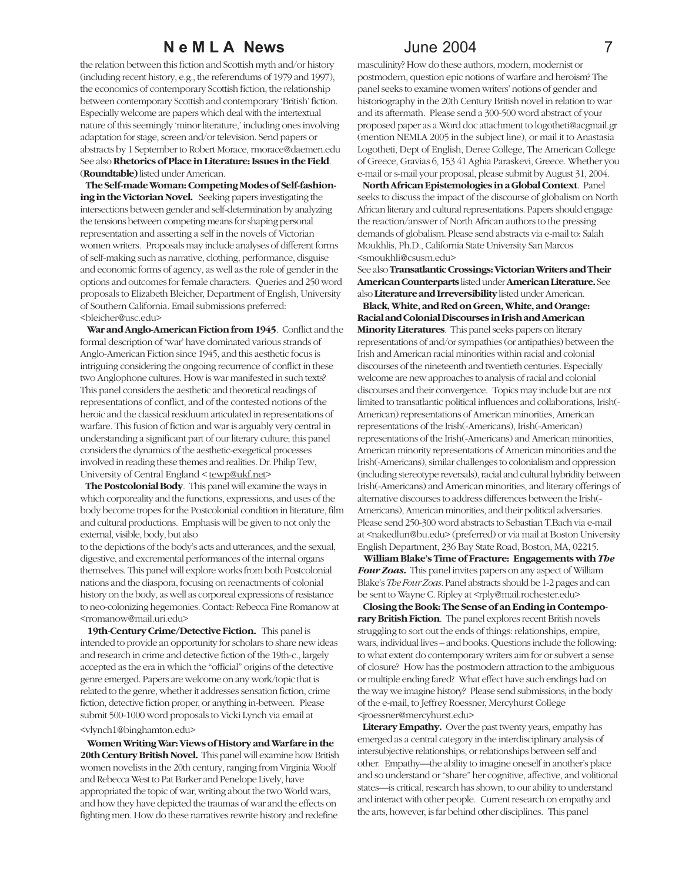the relation between this fiction and Scottish myth and/or history (including recent history, e.g., the referendums of 1979 and 1997), the economics of contemporary Scottish fiction, the relationship between contemporary Scottish and contemporary 'British' fiction. Especially welcome are papers which deal with the intertextual nature of this seemingly 'minor literature,' including ones involving adaptation for stage, screen and/or television. Send papers or abstracts by 1 September to Robert Morace, rmorace@daemen.edu See also **Rhetorics of Place in Literature: Issues in the Field**. (**Roundtable)** listed under American.

**The Self-made Woman: Competing Modes of Self-fashioning in the Victorian Novel.** Seeking papers investigating the intersections between gender and self-determination by analyzing the tensions between competing means for shaping personal representation and asserting a self in the novels of Victorian women writers. Proposals may include analyses of different forms of self-making such as narrative, clothing, performance, disguise and economic forms of agency, as well as the role of gender in the options and outcomes for female characters. Queries and 250 word proposals to Elizabeth Bleicher, Department of English, University of Southern California. Email submissions preferred: <bleicher@usc.edu>

**War and Anglo-American Fiction from 1945**. Conflict and the formal description of 'war' have dominated various strands of Anglo-American Fiction since 1945, and this aesthetic focus is intriguing considering the ongoing recurrence of conflict in these two Anglophone cultures. How is war manifested in such texts? This panel considers the aesthetic and theoretical readings of representations of conflict, and of the contested notions of the heroic and the classical residuum articulated in representations of warfare. This fusion of fiction and war is arguably very central in understanding a significant part of our literary culture; this panel considers the dynamics of the aesthetic-exegetical processes involved in reading these themes and realities. Dr. Philip Tew, University of Central England < tewp@ukf.net>

**The Postcolonial Body**. This panel will examine the ways in which corporeality and the functions, expressions, and uses of the body become tropes for the Postcolonial condition in literature, film and cultural productions. Emphasis will be given to not only the external, visible, body, but also to the depictions of the body's acts and utterances, and the sexual, digestive, and excremental performances of the internal organs themselves. This panel will explore works from both Postcolonial nations and the diaspora, focusing on reenactments of colonial history on the body, as well as corporeal expressions of resistance to neo-colonizing hegemonies. Contact: Rebecca Fine Romanow at <rromanow@mail.uri.edu>

**19th-Century Crime/Detective Fiction.** This panel is intended to provide an opportunity for scholars to share new ideas and research in crime and detective fiction of the 19th-c., largely accepted as the era in which the "official" origins of the detective genre emerged. Papers are welcome on any work/topic that is related to the genre, whether it addresses sensation fiction, crime fiction, detective fiction proper, or anything in-between. Please submit 500-1000 word proposals to Vicki Lynch via email at <vlynch1@binghamton.edu>

**Women Writing War: Views of History and Warfare in the 20th Century British Novel.** This panel will examine how British women novelists in the 20th century, ranging from Virginia Woolf and Rebecca West to Pat Barker and Penelope Lively, have appropriated the topic of war, writing about the two World wars, and how they have depicted the traumas of war and the effects on fighting men. How do these narratives rewrite history and redefine masculinity? How do these authors, modern, modernist or postmodern, question epic notions of warfare and heroism? The panel seeks to examine women writers' notions of gender and historiography in the 20th Century British novel in relation to war and its aftermath. Please send a 300-500 word abstract of your proposed paper as a Word doc attachment to logotheti@acgmail.gr (mention NEMLA 2005 in the subject line), or mail it to Anastasia Logotheti, Dept of English, Deree College, The American College of Greece, Gravias 6, 153 41 Aghia Paraskevi, Greece. Whether you e-mail or s-mail your proposal, please submit by August 31, 2004.

**North African Epistemologies in a Global Context**. Panel seeks to discuss the impact of the discourse of globalism on North African literary and cultural representations. Papers should engage the reaction/answer of North African authors to the pressing demands of globalism. Please send abstracts via e-mail to: Salah Moukhlis, Ph.D., California State University San Marcos <smoukhli@csusm.edu>

See also **Transatlantic Crossings: Victorian Writers and Their American Counterparts** listed under **American Literature.** See also **Literature and Irreversibility** listed under American.

**Black, White, and Red on Green, White, and Orange: Racial and Colonial Discourses in Irish and American Minority Literatures**. This panel seeks papers on literary representations of and/or sympathies (or antipathies) between the Irish and American racial minorities within racial and colonial discourses of the nineteenth and twentieth centuries. Especially welcome are new approaches to analysis of racial and colonial discourses and their convergence. Topics may include but are not limited to transatlantic political influences and collaborations, Irish(-American) representations of American minorities, American representations of the Irish(-Americans), Irish(-American) representations of the Irish(-Americans) and American minorities, American minority representations of American minorities and the Irish(-Americans), similar challenges to colonialism and oppression (including stereotype reversals), racial and cultural hybridity between Irish(-Americans) and American minorities, and literary offerings of alternative discourses to address differences between the Irish(-Americans), American minorities, and their political adversaries. Please send 250-300 word abstracts to Sebastian T.Bach via e-mail at <nakedlun@bu.edu> (preferred) or via mail at Boston University English Department, 236 Bay State Road, Boston, MA, 02215.

**William Blake's Time of Fracture: Engagements with *The Four Zoas*.** This panel invites papers on any aspect of William Blake's *The Four Zoas*. Panel abstracts should be 1-2 pages and can be sent to Wayne C. Ripley at <rply@mail.rochester.edu>

**Closing the Book: The Sense of an Ending in Contemporary British Fiction**. The panel explores recent British novels struggling to sort out the ends of things: relationships, empire, wars, individual lives – and books. Questions include the following: to what extent do contemporary writers aim for or subvert a sense of closure? How has the postmodern attraction to the ambiguous or multiple ending fared? What effect have such endings had on the way we imagine history? Please send submissions, in the body of the e-mail, to Jeffrey Roessner, Mercyhurst College <jroessner@mercyhurst.edu>

**Literary Empathy.** Over the past twenty years, empathy has emerged as a central category in the interdisciplinary analysis of intersubjective relationships, or relationships between self and other. Empathy—the ability to imagine oneself in another's place and so understand or "share" her cognitive, affective, and volitional states—is critical, research has shown, to our ability to understand and interact with other people. Current research on empathy and the arts, however, is far behind other disciplines. This panel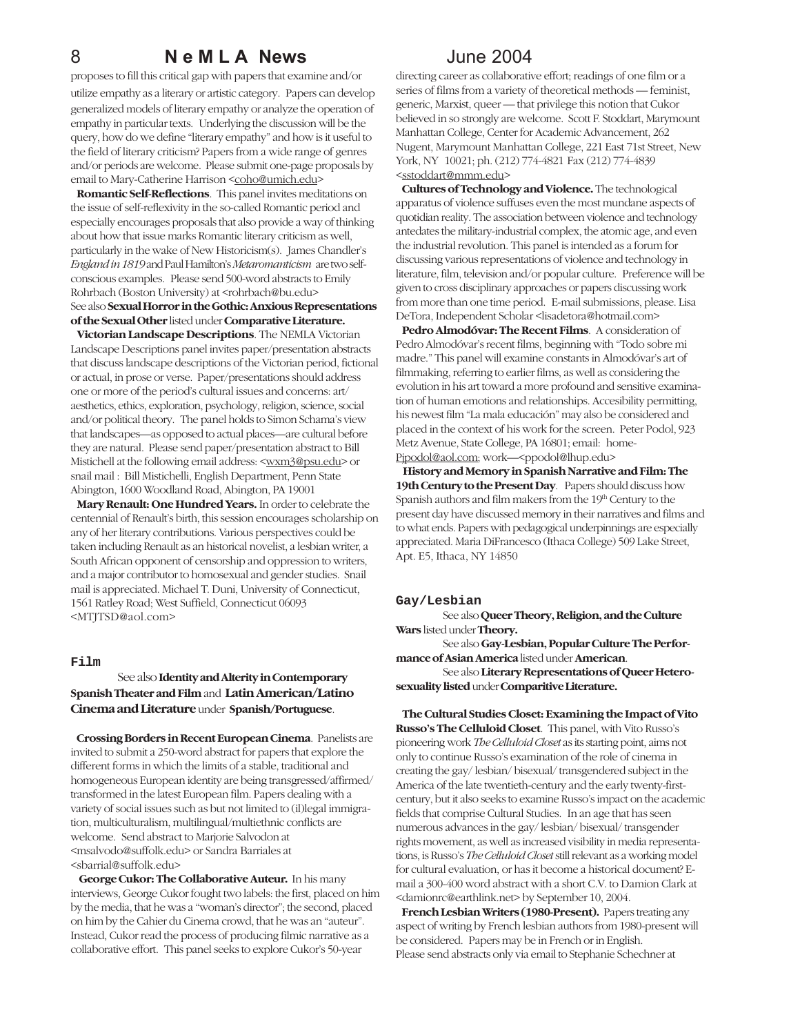proposes to fill this critical gap with papers that examine and/or utilize empathy as a literary or artistic category. Papers can develop generalized models of literary empathy or analyze the operation of empathy in particular texts. Underlying the discussion will be the query, how do we define "literary empathy" and how is it useful to the field of literary criticism? Papers from a wide range of genres and/or periods are welcome. Please submit one-page proposals by email to Mary-Catherine Harrison <coho@umich.edu>

**Romantic Self-Reflections**. This panel invites meditations on the issue of self-reflexivity in the so-called Romantic period and especially encourages proposals that also provide a way of thinking about how that issue marks Romantic literary criticism as well, particularly in the wake of New Historicism(s). James Chandler's *England in 1819* and Paul Hamilton's *Metaromanticism* are two self-conscious examples. Please send 500-word abstracts to Emily Rohrbach (Boston University) at <rohrbach@bu.edu>

See also **Sexual Horror in the Gothic: Anxious Representations of the Sexual Other** listed under **Comparative Literature.**

**Victorian Landscape Descriptions**. The NEMLA Victorian Landscape Descriptions panel invites paper/presentation abstracts that discuss landscape descriptions of the Victorian period, fictional or actual, in prose or verse. Paper/presentations should address one or more of the period's cultural issues and concerns: art/aesthetics, ethics, exploration, psychology, religion, science, social and/or political theory. The panel holds to Simon Schama's view that landscapes—as opposed to actual places—are cultural before they are natural. Please send paper/presentation abstract to Bill Mistichell at the following email address: <wxm3@psu.edu> or snail mail : Bill Mistichelli, English Department, Penn State Abington, 1600 Woodland Road, Abington, PA 19001

**Mary Renault: One Hundred Years.** In order to celebrate the centennial of Renault's birth, this session encourages scholarship on any of her literary contributions. Various perspectives could be taken including Renault as an historical novelist, a lesbian writer, a South African opponent of censorship and oppression to writers, and a major contributor to homosexual and gender studies. Snail mail is appreciated. Michael T. Duni, University of Connecticut, 1561 Ratley Road; West Suffield, Connecticut 06093 <MTJTSD@aol.com>

## Film

See also **Identity and Alterity in Contemporary Spanish Theater and Film** and **Latin American/Latino Cinema and Literature** under **Spanish/Portuguese**.

**Crossing Borders in Recent European Cinema**. Panelists are invited to submit a 250-word abstract for papers that explore the different forms in which the limits of a stable, traditional and homogeneous European identity are being transgressed/affirmed/transformed in the latest European film. Papers dealing with a variety of social issues such as but not limited to (il)legal immigration, multiculturalism, multilingual/multiethnic conflicts are welcome. Send abstract to Marjorie Salvodon at <msalvodo@suffolk.edu> or Sandra Barriales at <sbarrial@suffolk.edu>

**George Cukor: The Collaborative Auteur.** In his many interviews, George Cukor fought two labels: the first, placed on him by the media, that he was a "woman's director"; the second, placed on him by the Cahier du Cinema crowd, that he was an "auteur". Instead, Cukor read the process of producing filmic narrative as a collaborative effort. This panel seeks to explore Cukor's 50-year directing career as collaborative effort; readings of one film or a series of films from a variety of theoretical methods — feminist, generic, Marxist, queer — that privilege this notion that Cukor believed in so strongly are welcome. Scott F. Stoddart, Marymount Manhattan College, Center for Academic Advancement, 262 Nugent, Marymount Manhattan College, 221 East 71st Street, New York, NY 10021; ph. (212) 774-4821 Fax (212) 774-4839 <sstoddart@mmm.edu>

**Cultures of Technology and Violence.** The technological apparatus of violence suffuses even the most mundane aspects of quotidian reality. The association between violence and technology antedates the military-industrial complex, the atomic age, and even the industrial revolution. This panel is intended as a forum for discussing various representations of violence and technology in literature, film, television and/or popular culture. Preference will be given to cross disciplinary approaches or papers discussing work from more than one time period. E-mail submissions, please. Lisa DeTora, Independent Scholar <lisadetora@hotmail.com>

**Pedro Almodóvar: The Recent Films**. A consideration of Pedro Almodóvar's recent films, beginning with "Todo sobre mi madre." This panel will examine constants in Almodóvar's art of filmmaking, referring to earlier films, as well as considering the evolution in his art toward a more profound and sensitive examination of human emotions and relationships. Accesibility permitting, his newest film "La mala educación" may also be considered and placed in the context of his work for the screen. Peter Podol, 923 Metz Avenue, State College, PA 16801; email: home-Pjpodol@aol.com; work—<ppodol@lhup.edu>

**History and Memory in Spanish Narrative and Film: The 19th Century to the Present Day**. Papers should discuss how Spanish authors and film makers from the 19th Century to the present day have discussed memory in their narratives and films and to what ends. Papers with pedagogical underpinnings are especially appreciated. Maria DiFrancesco (Ithaca College) 509 Lake Street, Apt. E5, Ithaca, NY 14850

## Gay/Lesbian

See also **Queer Theory, Religion, and the Culture Wars** listed under **Theory.**

See also **Gay-Lesbian, Popular Culture The Performance of Asian America** listed under **American**.

See also **Literary Representations of Queer Heterosexuality listed** under **Comparitive Literature.**

**The Cultural Studies Closet: Examining the Impact of Vito Russo's The Celluloid Closet**. This panel, with Vito Russo's pioneering work *The Celluloid Closet* as its starting point, aims not only to continue Russo's examination of the role of cinema in creating the gay/ lesbian/ bisexual/ transgendered subject in the America of the late twentieth-century and the early twenty-first-century, but it also seeks to examine Russo's impact on the academic fields that comprise Cultural Studies. In an age that has seen numerous advances in the gay/ lesbian/ bisexual/ transgender rights movement, as well as increased visibility in media representations, is Russo's *The Celluloid Closet* still relevant as a working model for cultural evaluation, or has it become a historical document? E-mail a 300-400 word abstract with a short C.V. to Damion Clark at <damionrc@earthlink.net> by September 10, 2004.

**French Lesbian Writers (1980-Present).** Papers treating any aspect of writing by French lesbian authors from 1980-present will be considered. Papers may be in French or in English. Please send abstracts only via email to Stephanie Schechner at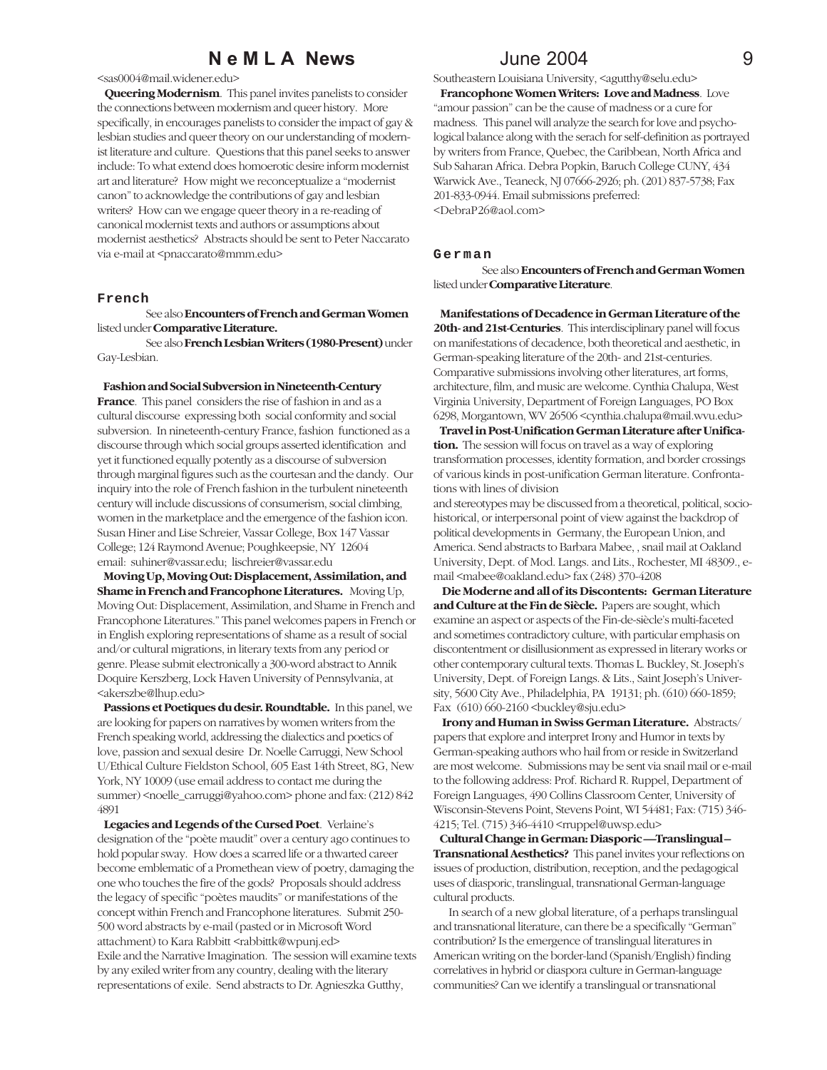<sas0004@mail.widener.edu>

**Queering Modernism**. This panel invites panelists to consider the connections between modernism and queer history. More specifically, in encourages panelists to consider the impact of gay & lesbian studies and queer theory on our understanding of modernist literature and culture. Questions that this panel seeks to answer include: To what extend does homoerotic desire inform modernist art and literature? How might we reconceptualize a "modernist canon" to acknowledge the contributions of gay and lesbian writers? How can we engage queer theory in a re-reading of canonical modernist texts and authors or assumptions about modernist aesthetics? Abstracts should be sent to Peter Naccarato via e-mail at <pnaccarato@mmm.edu>

## French

See also **Encounters of French and German Women** listed under **Comparative Literature.**

See also **French Lesbian Writers (1980-Present)** under Gay-Lesbian.

**Fashion and Social Subversion in Nineteenth-Century France**. This panel considers the rise of fashion in and as a cultural discourse expressing both social conformity and social subversion. In nineteenth-century France, fashion functioned as a discourse through which social groups asserted identification and yet it functioned equally potently as a discourse of subversion through marginal figures such as the courtesan and the dandy. Our inquiry into the role of French fashion in the turbulent nineteenth century will include discussions of consumerism, social climbing, women in the marketplace and the emergence of the fashion icon. Susan Hiner and Lise Schreier, Vassar College, Box 147 Vassar College; 124 Raymond Avenue; Poughkeepsie, NY 12604 email: suhiner@vassar.edu; lischreier@vassar.edu

**Moving Up, Moving Out: Displacement, Assimilation, and Shame in French and Francophone Literatures.** Moving Up, Moving Out: Displacement, Assimilation, and Shame in French and Francophone Literatures." This panel welcomes papers in French or in English exploring representations of shame as a result of social and/or cultural migrations, in literary texts from any period or genre. Please submit electronically a 300-word abstract to Annik Doquire Kerszberg, Lock Haven University of Pennsylvania, at <akerszbe@lhup.edu>

**Passions et Poetiques du desir. Roundtable.** In this panel, we are looking for papers on narratives by women writers from the French speaking world, addressing the dialectics and poetics of love, passion and sexual desire Dr. Noelle Carruggi, New School U/Ethical Culture Fieldston School, 605 East 14th Street, 8G, New York, NY 10009 (use email address to contact me during the summer) <noelle_carruggi@yahoo.com> phone and fax: (212) 842 4891

**Legacies and Legends of the Cursed Poet**. Verlaine's designation of the "poète maudit" over a century ago continues to hold popular sway. How does a scarred life or a thwarted career become emblematic of a Promethean view of poetry, damaging the one who touches the fire of the gods? Proposals should address the legacy of specific "poètes maudits" or manifestations of the concept within French and Francophone literatures. Submit 250-500 word abstracts by e-mail (pasted or in Microsoft Word attachment) to Kara Rabbitt <rabbittk@wpunj.ed>

Exile and the Narrative Imagination. The session will examine texts by any exiled writer from any country, dealing with the literary representations of exile. Send abstracts to Dr. Agnieszka Gutthy, Southeastern Louisiana University, <agutthy@selu.edu>

**Francophone Women Writers: Love and Madness**. Love "amour passion" can be the cause of madness or a cure for madness. This panel will analyze the serach for love and psychological balance along with the serach for self-definition as portrayed by writers from France, Quebec, the Caribbean, North Africa and Sub Saharan Africa. Debra Popkin, Baruch College CUNY, 434 Warwick Ave., Teaneck, NJ 07666-2926; ph. (201) 837-5738; Fax 201-833-0944. Email submissions preferred: <DebraP26@aol.com>

## German

See also **Encounters of French and German Women** listed under **Comparative Literature**.

**Manifestations of Decadence in German Literature of the 20th- and 21st-Centuries**. This interdisciplinary panel will focus on manifestations of decadence, both theoretical and aesthetic, in German-speaking literature of the 20th- and 21st-centuries. Comparative submissions involving other literatures, art forms, architecture, film, and music are welcome. Cynthia Chalupa, West Virginia University, Department of Foreign Languages, PO Box 6298, Morgantown, WV 26506 <cynthia.chalupa@mail.wvu.edu>

**Travel in Post-Unification German Literature after Unification.** The session will focus on travel as a way of exploring transformation processes, identity formation, and border crossings of various kinds in post-unification German literature. Confrontations with lines of division
and stereotypes may be discussed from a theoretical, political, socio-historical, or interpersonal point of view against the backdrop of political developments in Germany, the European Union, and America. Send abstracts to Barbara Mabee, , snail mail at Oakland University, Dept. of Mod. Langs. and Lits., Rochester, MI 48309., e-mail <mabee@oakland.edu> fax (248) 370-4208

**Die Moderne and all of its Discontents: German Literature and Culture at the Fin de Siècle.** Papers are sought, which examine an aspect or aspects of the Fin-de-siècle's multi-faceted and sometimes contradictory culture, with particular emphasis on discontentment or disillusionment as expressed in literary works or other contemporary cultural texts. Thomas L. Buckley, St. Joseph's University, Dept. of Foreign Langs. & Lits., Saint Joseph's University, 5600 City Ave., Philadelphia, PA 19131; ph. (610) 660-1859; Fax (610) 660-2160 <buckley@sju.edu>

**Irony and Human in Swiss German Literature.** Abstracts/ papers that explore and interpret Irony and Humor in texts by German-speaking authors who hail from or reside in Switzerland are most welcome. Submissions may be sent via snail mail or e-mail to the following address: Prof. Richard R. Ruppel, Department of Foreign Languages, 490 Collins Classroom Center, University of Wisconsin-Stevens Point, Stevens Point, WI 54481; Fax: (715) 346-4215; Tel. (715) 346-4410 <rruppel@uwsp.edu>

**Cultural Change in German: Diasporic—Translingual—Transnational Aesthetics?** This panel invites your reflections on issues of production, distribution, reception, and the pedagogical uses of diasporic, translingual, transnational German-language cultural products.

In search of a new global literature, of a perhaps translingual and transnational literature, can there be a specifically "German" contribution? Is the emergence of translingual literatures in American writing on the border-land (Spanish/English) finding correlatives in hybrid or diaspora culture in German-language communities? Can we identify a translingual or transnational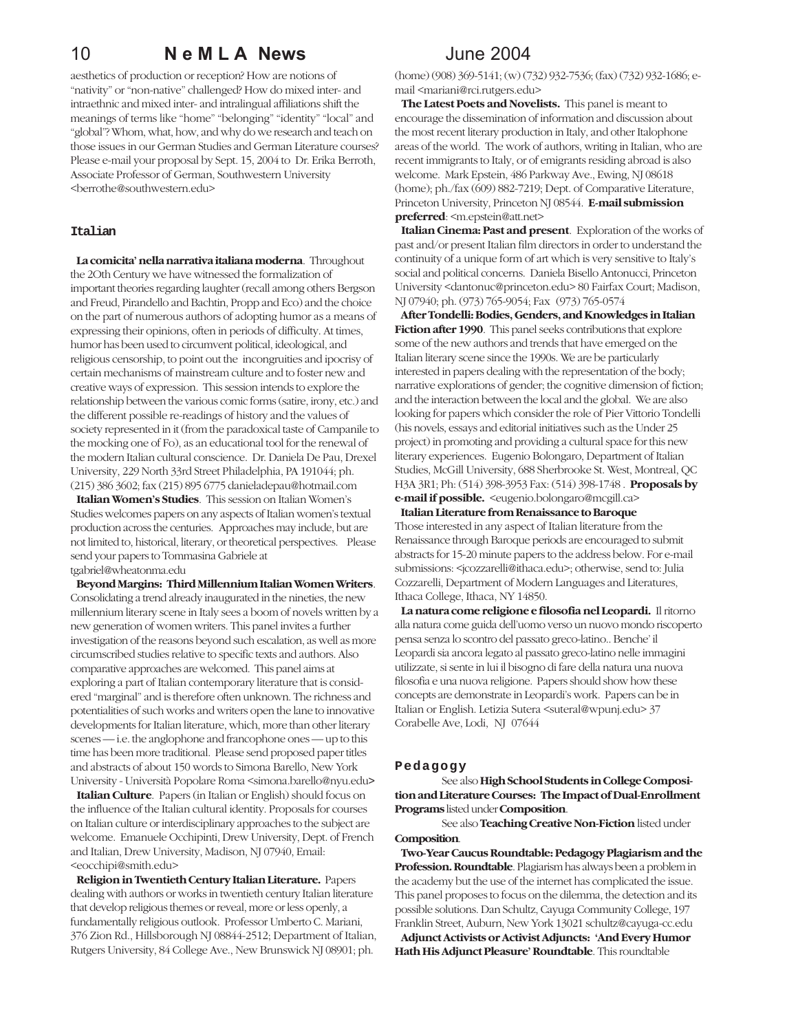aesthetics of production or reception? How are notions of "nativity" or "non-native" challenged? How do mixed inter- and intraethnic and mixed inter- and intralingual affiliations shift the meanings of terms like "home" "belonging" "identity" "local" and "global"? Whom, what, how, and why do we research and teach on those issues in our German Studies and German Literature courses? Please e-mail your proposal by Sept. 15, 2004 to Dr. Erika Berroth, Associate Professor of German, Southwestern University <berrothe@southwestern.edu>

## Italian

**La comicita' nella narrativa italiana moderna**. Throughout the 2Oth Century we have witnessed the formalization of important theories regarding laughter (recall among others Bergson and Freud, Pirandello and Bachtin, Propp and Eco) and the choice on the part of numerous authors of adopting humor as a means of expressing their opinions, often in periods of difficulty. At times, humor has been used to circumvent political, ideological, and religious censorship, to point out the incongruities and ipocrisy of certain mechanisms of mainstream culture and to foster new and creative ways of expression. This session intends to explore the relationship between the various comic forms (satire, irony, etc.) and the different possible re-readings of history and the values of society represented in it (from the paradoxical taste of Campanile to the mocking one of Fo), as an educational tool for the renewal of the modern Italian cultural conscience. Dr. Daniela De Pau, Drexel University, 229 North 33rd Street Philadelphia, PA 191044; ph. (215) 386 3602; fax (215) 895 6775 danieladepau@hotmail.com

**Italian Women's Studies**. This session on Italian Women's Studies welcomes papers on any aspects of Italian women's textual production across the centuries. Approaches may include, but are not limited to, historical, literary, or theoretical perspectives. Please send your papers to Tommasina Gabriele at tgabriel@wheatonma.edu

**Beyond Margins: Third Millennium Italian Women Writers**. Consolidating a trend already inaugurated in the nineties, the new millennium literary scene in Italy sees a boom of novels written by a new generation of women writers. This panel invites a further investigation of the reasons beyond such escalation, as well as more circumscribed studies relative to specific texts and authors. Also comparative approaches are welcomed. This panel aims at exploring a part of Italian contemporary literature that is considered "marginal" and is therefore often unknown. The richness and potentialities of such works and writers open the lane to innovative developments for Italian literature, which, more than other literary scenes — i.e. the anglophone and francophone ones — up to this time has been more traditional. Please send proposed paper titles and abstracts of about 150 words to Simona Barello, New York University - Università Popolare Roma <simona.barello@nyu.edu>

**Italian Culture**. Papers (in Italian or English) should focus on the influence of the Italian cultural identity. Proposals for courses on Italian culture or interdisciplinary approaches to the subject are welcome. Emanuele Occhipinti, Drew University, Dept. of French and Italian, Drew University, Madison, NJ 07940, Email: <eocchipi@smith.edu>

**Religion in Twentieth Century Italian Literature.** Papers dealing with authors or works in twentieth century Italian literature that develop religious themes or reveal, more or less openly, a fundamentally religious outlook. Professor Umberto C. Mariani, 376 Zion Rd., Hillsborough NJ 08844-2512; Department of Italian, Rutgers University, 84 College Ave., New Brunswick NJ 08901; ph. (home) (908) 369-5141; (w) (732) 932-7536; (fax) (732) 932-1686; e-mail <mariani@rci.rutgers.edu>

**The Latest Poets and Novelists.** This panel is meant to encourage the dissemination of information and discussion about the most recent literary production in Italy, and other Italophone areas of the world. The work of authors, writing in Italian, who are recent immigrants to Italy, or of emigrants residing abroad is also welcome. Mark Epstein, 486 Parkway Ave., Ewing, NJ 08618 (home); ph./fax (609) 882-7219; Dept. of Comparative Literature, Princeton University, Princeton NJ 08544. **E-mail submission preferred**: <m.epstein@att.net>

**Italian Cinema: Past and present**. Exploration of the works of past and/or present Italian film directors in order to understand the continuity of a unique form of art which is very sensitive to Italy's social and political concerns. Daniela Bisello Antonucci, Princeton University <dantonuc@princeton.edu> 80 Fairfax Court; Madison, NJ 07940; ph. (973) 765-9054; Fax (973) 765-0574

**After Tondelli: Bodies, Genders, and Knowledges in Italian Fiction after 1990**. This panel seeks contributions that explore some of the new authors and trends that have emerged on the Italian literary scene since the 1990s. We are be particularly interested in papers dealing with the representation of the body; narrative explorations of gender; the cognitive dimension of fiction; and the interaction between the local and the global. We are also looking for papers which consider the role of Pier Vittorio Tondelli (his novels, essays and editorial initiatives such as the Under 25 project) in promoting and providing a cultural space for this new literary experiences. Eugenio Bolongaro, Department of Italian Studies, McGill University, 688 Sherbrooke St. West, Montreal, QC H3A 3R1; Ph: (514) 398-3953 Fax: (514) 398-1748 . **Proposals by e-mail if possible.** <eugenio.bolongaro@mcgill.ca>

**Italian Literature from Renaissance to Baroque**
Those interested in any aspect of Italian literature from the Renaissance through Baroque periods are encouraged to submit abstracts for 15-20 minute papers to the address below. For e-mail submissions: <jcozzarelli@ithaca.edu>; otherwise, send to: Julia Cozzarelli, Department of Modern Languages and Literatures, Ithaca College, Ithaca, NY 14850.

**La natura come religione e filosofia nel Leopardi.** Il ritorno alla natura come guida dell'uomo verso un nuovo mondo riscoperto pensa senza lo scontro del passato greco-latino.. Benche' il Leopardi sia ancora legato al passato greco-latino nelle immagini utilizzate, si sente in lui il bisogno di fare della natura una nuova filosofia e una nuova religione. Papers should show how these concepts are demonstrate in Leopardi's work. Papers can be in Italian or English. Letizia Sutera <suteral@wpunj.edu> 37 Corabelle Ave, Lodi, NJ 07644

## Pedagogy

See also **High School Students in College Composition and Literature Courses: The Impact of Dual-Enrollment Programs** listed under **Composition**.

See also **Teaching Creative Non-Fiction** listed under **Composition**.

**Two-Year Caucus Roundtable: Pedagogy Plagiarism and the Profession. Roundtable**. Plagiarism has always been a problem in the academy but the use of the internet has complicated the issue. This panel proposes to focus on the dilemma, the detection and its possible solutions. Dan Schultz, Cayuga Community College, 197 Franklin Street, Auburn, New York 13021 schultz@cayuga-cc.edu

**Adjunct Activists or Activist Adjuncts: 'And Every Humor Hath His Adjunct Pleasure' Roundtable**. This roundtable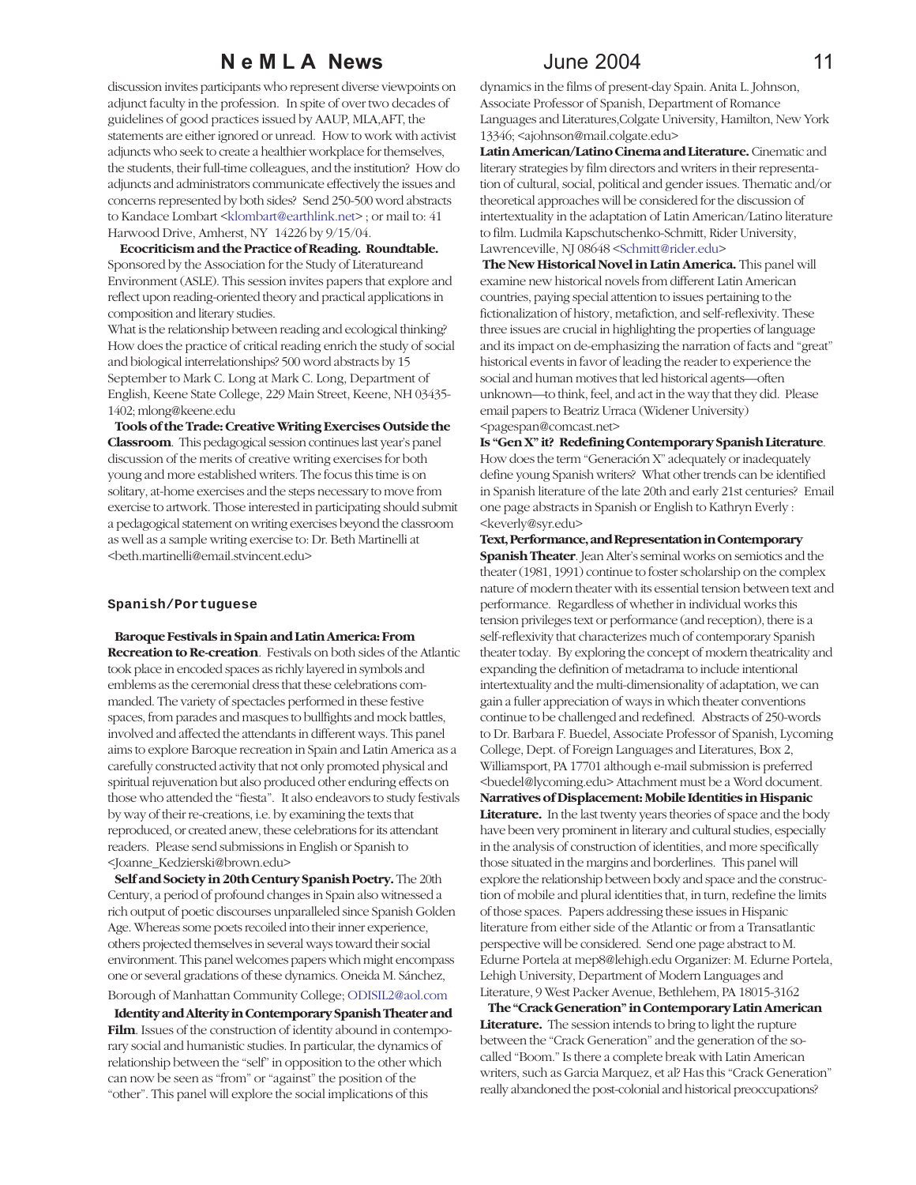discussion invites participants who represent diverse viewpoints on adjunct faculty in the profession. In spite of over two decades of guidelines of good practices issued by AAUP, MLA,AFT, the statements are either ignored or unread. How to work with activist adjuncts who seek to create a healthier workplace for themselves, the students, their full-time colleagues, and the institution? How do adjuncts and administrators communicate effectively the issues and concerns represented by both sides? Send 250-500 word abstracts to Kandace Lombart <klombart@earthlink.net> ; or mail to: 41 Harwood Drive, Amherst, NY 14226 by 9/15/04.

**Ecocriticism and the Practice of Reading. Roundtable.** Sponsored by the Association for the Study of Literatureand Environment (ASLE). This session invites papers that explore and reflect upon reading-oriented theory and practical applications in composition and literary studies.

What is the relationship between reading and ecological thinking? How does the practice of critical reading enrich the study of social and biological interrelationships? 500 word abstracts by 15 September to Mark C. Long at Mark C. Long, Department of English, Keene State College, 229 Main Street, Keene, NH 03435-1402; mlong@keene.edu

**Tools of the Trade: Creative Writing Exercises Outside the Classroom**. This pedagogical session continues last year's panel discussion of the merits of creative writing exercises for both young and more established writers. The focus this time is on solitary, at-home exercises and the steps necessary to move from exercise to artwork. Those interested in participating should submit a pedagogical statement on writing exercises beyond the classroom as well as a sample writing exercise to: Dr. Beth Martinelli at <beth.martinelli@email.stvincent.edu>

## Spanish/Portuguese

**Baroque Festivals in Spain and Latin America: From Recreation to Re-creation**. Festivals on both sides of the Atlantic took place in encoded spaces as richly layered in symbols and emblems as the ceremonial dress that these celebrations commanded. The variety of spectacles performed in these festive spaces, from parades and masques to bullfights and mock battles, involved and affected the attendants in different ways. This panel aims to explore Baroque recreation in Spain and Latin America as a carefully constructed activity that not only promoted physical and spiritual rejuvenation but also produced other enduring effects on those who attended the "fiesta". It also endeavors to study festivals by way of their re-creations, i.e. by examining the texts that reproduced, or created anew, these celebrations for its attendant readers. Please send submissions in English or Spanish to <Joanne_Kedzierski@brown.edu>

**Self and Society in 20th Century Spanish Poetry.** The 20th Century, a period of profound changes in Spain also witnessed a rich output of poetic discourses unparalleled since Spanish Golden Age. Whereas some poets recoiled into their inner experience, others projected themselves in several ways toward their social environment. This panel welcomes papers which might encompass one or several gradations of these dynamics. Oneida M. Sánchez, Borough of Manhattan Community College; ODISIL2@aol.com

**Identity and Alterity in Contemporary Spanish Theater and Film**. Issues of the construction of identity abound in contemporary social and humanistic studies. In particular, the dynamics of relationship between the "self" in opposition to the other which can now be seen as "from" or "against" the position of the "other". This panel will explore the social implications of this dynamics in the films of present-day Spain. Anita L. Johnson, Associate Professor of Spanish, Department of Romance Languages and Literatures,Colgate University, Hamilton, New York 13346; <ajohnson@mail.colgate.edu>

**Latin American/Latino Cinema and Literature.** Cinematic and literary strategies by film directors and writers in their representation of cultural, social, political and gender issues. Thematic and/or theoretical approaches will be considered for the discussion of intertextuality in the adaptation of Latin American/Latino literature to film. Ludmila Kapschutschenko-Schmitt, Rider University, Lawrenceville, NJ 08648 <Schmitt@rider.edu>

**The New Historical Novel in Latin America.** This panel will examine new historical novels from different Latin American countries, paying special attention to issues pertaining to the fictionalization of history, metafiction, and self-reflexivity. These three issues are crucial in highlighting the properties of language and its impact on de-emphasizing the narration of facts and "great" historical events in favor of leading the reader to experience the social and human motives that led historical agents—often unknown—to think, feel, and act in the way that they did. Please email papers to Beatriz Urraca (Widener University) <pagespan@comcast.net>

**Is "Gen X" it? Redefining Contemporary Spanish Literature**. How does the term "Generación X" adequately or inadequately define young Spanish writers? What other trends can be identified in Spanish literature of the late 20th and early 21st centuries? Email one page abstracts in Spanish or English to Kathryn Everly : <keverly@syr.edu>

**Text, Performance, and Representation in Contemporary Spanish Theater**. Jean Alter's seminal works on semiotics and the theater (1981, 1991) continue to foster scholarship on the complex nature of modern theater with its essential tension between text and performance. Regardless of whether in individual works this tension privileges text or performance (and reception), there is a self-reflexivity that characterizes much of contemporary Spanish theater today. By exploring the concept of modern theatricality and expanding the definition of metadrama to include intentional intertextuality and the multi-dimensionality of adaptation, we can gain a fuller appreciation of ways in which theater conventions continue to be challenged and redefined. Abstracts of 250-words to Dr. Barbara F. Buedel, Associate Professor of Spanish, Lycoming College, Dept. of Foreign Languages and Literatures, Box 2, Williamsport, PA 17701 although e-mail submission is preferred <buedel@lycoming.edu> Attachment must be a Word document.

**Narratives of Displacement: Mobile Identities in Hispanic Literature.** In the last twenty years theories of space and the body have been very prominent in literary and cultural studies, especially in the analysis of construction of identities, and more specifically those situated in the margins and borderlines. This panel will explore the relationship between body and space and the construction of mobile and plural identities that, in turn, redefine the limits of those spaces. Papers addressing these issues in Hispanic literature from either side of the Atlantic or from a Transatlantic perspective will be considered. Send one page abstract to M. Edurne Portela at mep8@lehigh.edu Organizer: M. Edurne Portela, Lehigh University, Department of Modern Languages and Literature, 9 West Packer Avenue, Bethlehem, PA 18015-3162

**The "Crack Generation" in Contemporary Latin American Literature.** The session intends to bring to light the rupture between the "Crack Generation" and the generation of the so-called "Boom." Is there a complete break with Latin American writers, such as Garcia Marquez, et al? Has this "Crack Generation" really abandoned the post-colonial and historical preoccupations?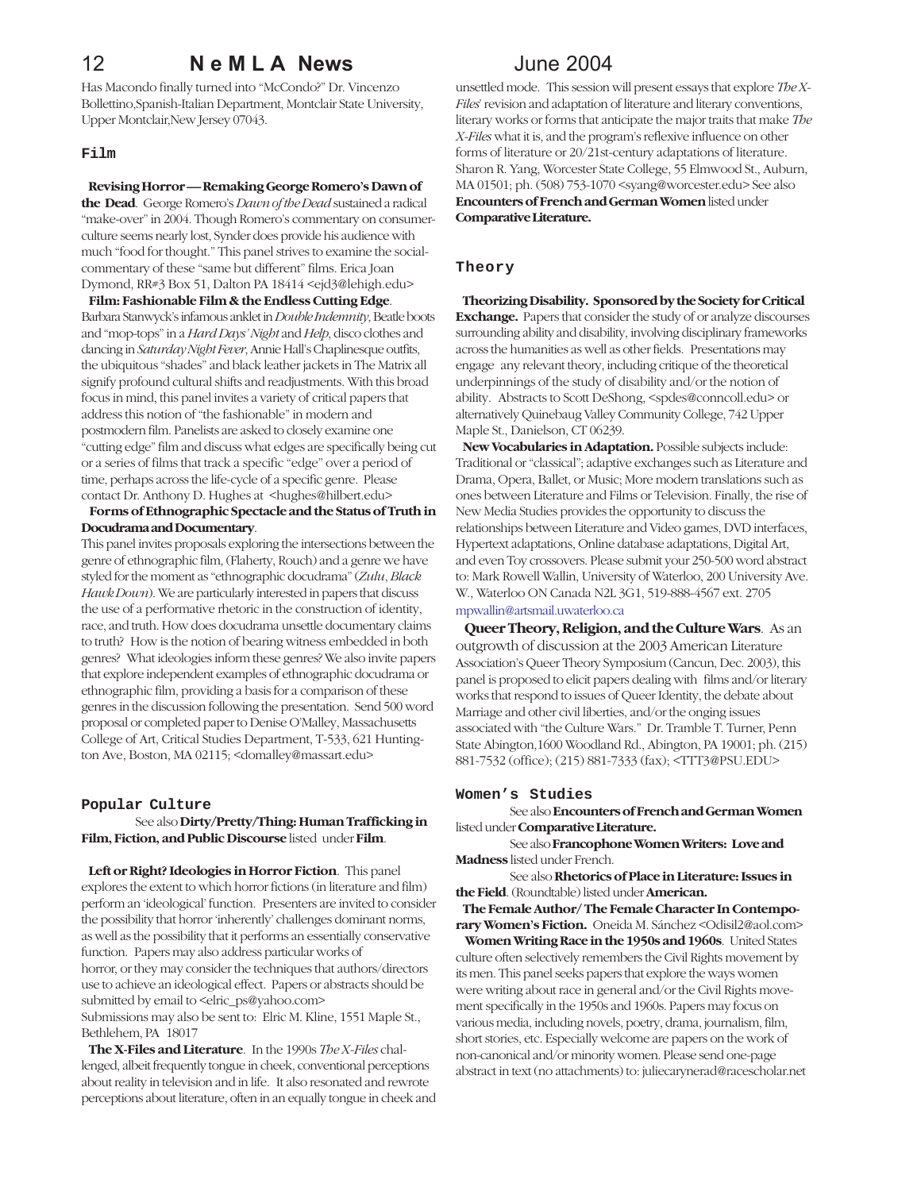Has Macondo finally turned into "McCondo?" Dr. Vincenzo Bollettino,Spanish-Italian Department, Montclair State University, Upper Montclair,New Jersey 07043.

## Film

**Revising Horror — Remaking George Romero's Dawn of the Dead**. George Romero's *Dawn of the Dead* sustained a radical "make-over" in 2004. Though Romero's commentary on consumer-culture seems nearly lost, Synder does provide his audience with much "food for thought." This panel strives to examine the social-commentary of these "same but different" films. Erica Joan Dymond, RR#3 Box 51, Dalton PA 18414 <ejd3@lehigh.edu>

**Film: Fashionable Film & the Endless Cutting Edge**. Barbara Stanwyck's infamous anklet in *Double Indemnity*, Beatle boots and "mop-tops" in a *Hard Days' Night* and *Help*, disco clothes and dancing in *Saturday Night Fever*, Annie Hall's Chaplinesque outfits, the ubiquitous "shades" and black leather jackets in The Matrix all signify profound cultural shifts and readjustments. With this broad focus in mind, this panel invites a variety of critical papers that address this notion of "the fashionable" in modern and postmodern film. Panelists are asked to closely examine one "cutting edge" film and discuss what edges are specifically being cut or a series of films that track a specific "edge" over a period of time, perhaps across the life-cycle of a specific genre. Please contact Dr. Anthony D. Hughes at <hughes@hilbert.edu>

**Forms of Ethnographic Spectacle and the Status of Truth in Docudrama and Documentary**.
This panel invites proposals exploring the intersections between the genre of ethnographic film, (Flaherty, Rouch) and a genre we have styled for the moment as "ethnographic docudrama" (*Zulu*, *Black Hawk Down*). We are particularly interested in papers that discuss the use of a performative rhetoric in the construction of identity, race, and truth. How does docudrama unsettle documentary claims to truth? How is the notion of bearing witness embedded in both genres? What ideologies inform these genres? We also invite papers that explore independent examples of ethnographic docudrama or ethnographic film, providing a basis for a comparison of these genres in the discussion following the presentation. Send 500 word proposal or completed paper to Denise O'Malley, Massachusetts College of Art, Critical Studies Department, T-533, 621 Huntington Ave, Boston, MA 02115; <domalley@massart.edu>

## Popular Culture

See also **Dirty/Pretty/Thing: Human Trafficking in Film, Fiction, and Public Discourse** listed under **Film**.

**Left or Right? Ideologies in Horror Fiction**. This panel explores the extent to which horror fictions (in literature and film) perform an 'ideological' function. Presenters are invited to consider the possibility that horror 'inherently' challenges dominant norms, as well as the possibility that it performs an essentially conservative function. Papers may also address particular works of horror, or they may consider the techniques that authors/directors use to achieve an ideological effect. Papers or abstracts should be submitted by email to <elric_ps@yahoo.com>
Submissions may also be sent to: Elric M. Kline, 1551 Maple St., Bethlehem, PA 18017

**The X-Files and Literature**. In the 1990s *The X-Files* challenged, albeit frequently tongue in cheek, conventional perceptions about reality in television and in life. It also resonated and rewrote perceptions about literature, often in an equally tongue in cheek and unsettled mode. This session will present essays that explore *The X-Files*' revision and adaptation of literature and literary conventions, literary works or forms that anticipate the major traits that make *The X-Files* what it is, and the program's reflexive influence on other forms of literature or 20/21st-century adaptations of literature. Sharon R. Yang, Worcester State College, 55 Elmwood St., Auburn, MA 01501; ph. (508) 753-1070 <syang@worcester.edu> See also **Encounters of French and German Women** listed under **Comparative Literature.**

## Theory

**Theorizing Disability. Sponsored by the Society for Critical Exchange.** Papers that consider the study of or analyze discourses surrounding ability and disability, involving disciplinary frameworks across the humanities as well as other fields. Presentations may engage any relevant theory, including critique of the theoretical underpinnings of the study of disability and/or the notion of ability. Abstracts to Scott DeShong, <spdes@conncoll.edu> or alternatively Quinebaug Valley Community College, 742 Upper Maple St., Danielson, CT 06239.

**New Vocabularies in Adaptation.** Possible subjects include: Traditional or "classical"; adaptive exchanges such as Literature and Drama, Opera, Ballet, or Music; More modern translations such as ones between Literature and Films or Television. Finally, the rise of New Media Studies provides the opportunity to discuss the relationships between Literature and Video games, DVD interfaces, Hypertext adaptations, Online database adaptations, Digital Art, and even Toy crossovers. Please submit your 250-500 word abstract to: Mark Rowell Wallin, University of Waterloo, 200 University Ave. W., Waterloo ON Canada N2L 3G1, 519-888-4567 ext. 2705 mpwallin@artsmail.uwaterloo.ca

**Queer Theory, Religion, and the Culture Wars**. As an outgrowth of discussion at the 2003 American Literature Association's Queer Theory Symposium (Cancun, Dec. 2003), this panel is proposed to elicit papers dealing with films and/or literary works that respond to issues of Queer Identity, the debate about Marriage and other civil liberties, and/or the onging issues associated with "the Culture Wars." Dr. Tramble T. Turner, Penn State Abington,1600 Woodland Rd., Abington, PA 19001; ph. (215) 881-7532 (office); (215) 881-7333 (fax); <TTT3@PSU.EDU>

## Women's Studies

See also **Encounters of French and German Women** listed under **Comparative Literature.**

See also **Francophone Women Writers: Love and Madness** listed under French.

See also **Rhetorics of Place in Literature: Issues in the Field**. (Roundtable) listed under **American.**

**The Female Author/ The Female Character In Contemporary Women's Fiction.** Oneida M. Sánchez <Odisil2@aol.com>

**Women Writing Race in the 1950s and 1960s**. United States culture often selectively remembers the Civil Rights movement by its men. This panel seeks papers that explore the ways women were writing about race in general and/or the Civil Rights movement specifically in the 1950s and 1960s. Papers may focus on various media, including novels, poetry, drama, journalism, film, short stories, etc. Especially welcome are papers on the work of non-canonical and/or minority women. Please send one-page abstract in text (no attachments) to: juliecarynerad@racescholar.net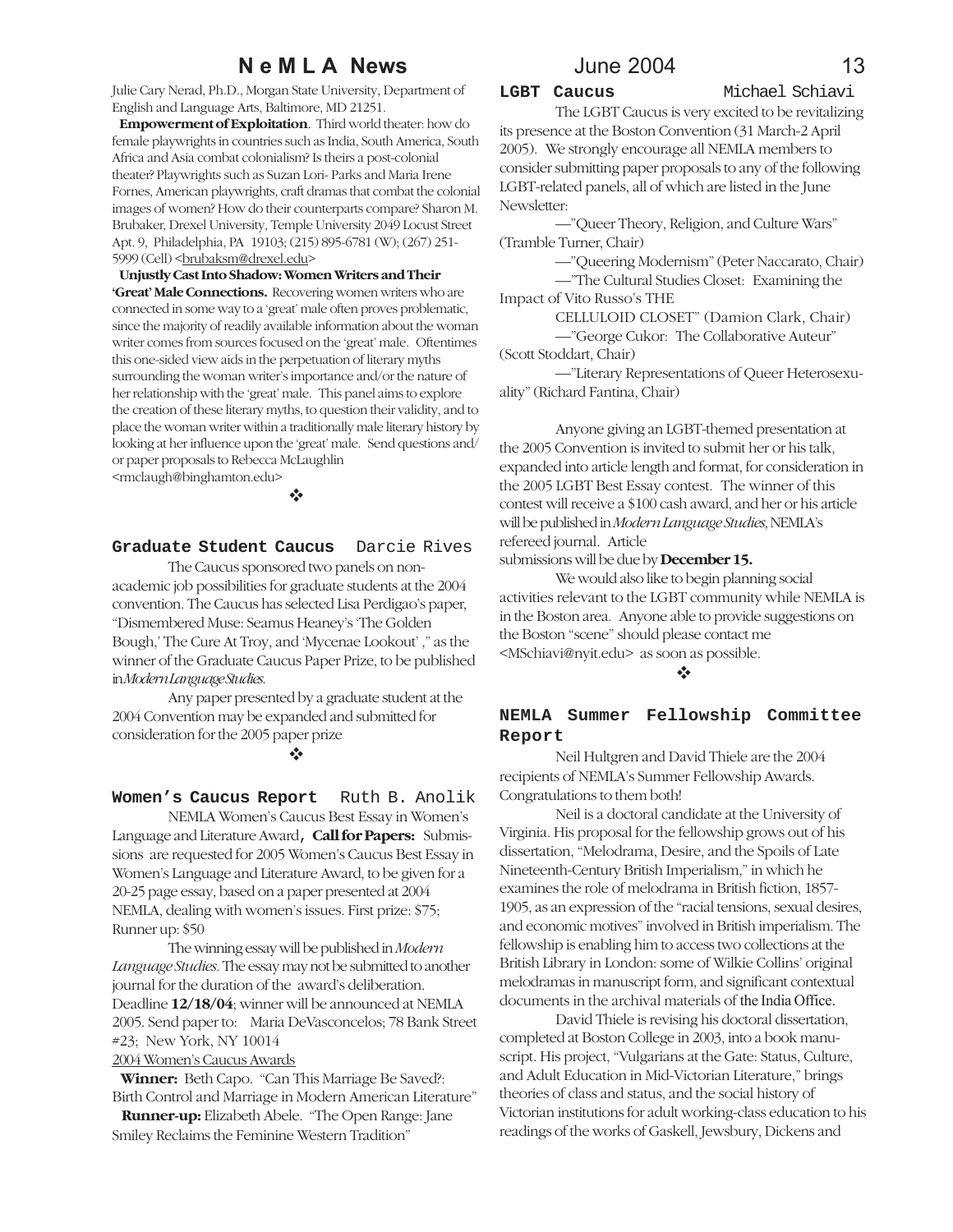Julie Cary Nerad, Ph.D., Morgan State University, Department of English and Language Arts, Baltimore, MD 21251.

**Empowerment of Exploitation**. Third world theater: how do female playwrights in countries such as India, South America, South Africa and Asia combat colonialism? Is theirs a post-colonial theater? Playwrights such as Suzan Lori- Parks and Maria Irene Fornes, American playwrights, craft dramas that combat the colonial images of women? How do their counterparts compare? Sharon M. Brubaker, Drexel University, Temple University 2049 Locust Street Apt. 9, Philadelphia, PA 19103; (215) 895-6781 (W); (267) 251-5999 (Cell) <brubaksm@drexel.edu>

**Unjustly Cast Into Shadow: Women Writers and Their 'Great' Male Connections.** Recovering women writers who are connected in some way to a 'great' male often proves problematic, since the majority of readily available information about the woman writer comes from sources focused on the 'great' male. Oftentimes this one-sided view aids in the perpetuation of literary myths surrounding the woman writer's importance and/or the nature of her relationship with the 'great' male. This panel aims to explore the creation of these literary myths, to question their validity, and to place the woman writer within a traditionally male literary history by looking at her influence upon the 'great' male. Send questions and/or paper proposals to Rebecca McLaughlin <rmclaugh@binghamton.edu>

❖

## Graduate Student Caucus — Darcie Rives

The Caucus sponsored two panels on non-academic job possibilities for graduate students at the 2004 convention. The Caucus has selected Lisa Perdigao's paper, "Dismembered Muse: Seamus Heaney's 'The Golden Bough,' The Cure At Troy, and 'Mycenae Lookout' ," as the winner of the Graduate Caucus Paper Prize, to be published in *Modern Language Studies*.

Any paper presented by a graduate student at the 2004 Convention may be expanded and submitted for consideration for the 2005 paper prize

❖

## Women's Caucus Report — Ruth B. Anolik

NEMLA Women's Caucus Best Essay in Women's Language and Literature Award**, Call for Papers:** Submissions are requested for 2005 Women's Caucus Best Essay in Women's Language and Literature Award, to be given for a 20-25 page essay, based on a paper presented at 2004 NEMLA, dealing with women's issues. First prize: $75; Runner up: $50

The winning essay will be published in *Modern Language Studies*. The essay may not be submitted to another journal for the duration of the award's deliberation. Deadline **12/18/04**; winner will be announced at NEMLA 2005. Send paper to: Maria DeVasconcelos; 78 Bank Street #23; New York, NY 10014

2004 Women's Caucus Awards

**Winner:** Beth Capo. "Can This Marriage Be Saved?: Birth Control and Marriage in Modern American Literature"

**Runner-up:** Elizabeth Abele. "The Open Range: Jane Smiley Reclaims the Feminine Western Tradition"

## LGBT Caucus — Michael Schiavi

The LGBT Caucus is very excited to be revitalizing its presence at the Boston Convention (31 March-2 April 2005). We strongly encourage all NEMLA members to consider submitting paper proposals to any of the following LGBT-related panels, all of which are listed in the June Newsletter:

—"Queer Theory, Religion, and Culture Wars" (Tramble Turner, Chair)

—"Queering Modernism" (Peter Naccarato, Chair)

—"The Cultural Studies Closet: Examining the Impact of Vito Russo's THE CELLULOID CLOSET" (Damion Clark, Chair)

—"George Cukor: The Collaborative Auteur" (Scott Stoddart, Chair)

—"Literary Representations of Queer Heterosexuality" (Richard Fantina, Chair)

Anyone giving an LGBT-themed presentation at the 2005 Convention is invited to submit her or his talk, expanded into article length and format, for consideration in the 2005 LGBT Best Essay contest. The winner of this contest will receive a $100 cash award, and her or his article will be published in *Modern Language Studies*, NEMLA's refereed journal. Article submissions will be due by **December 15.**

We would also like to begin planning social activities relevant to the LGBT community while NEMLA is in the Boston area. Anyone able to provide suggestions on the Boston "scene" should please contact me <MSchiavi@nyit.edu> as soon as possible.

❖

## NEMLA Summer Fellowship Committee Report

Neil Hultgren and David Thiele are the 2004 recipients of NEMLA's Summer Fellowship Awards. Congratulations to them both!

Neil is a doctoral candidate at the University of Virginia. His proposal for the fellowship grows out of his dissertation, "Melodrama, Desire, and the Spoils of Late Nineteenth-Century British Imperialism," in which he examines the role of melodrama in British fiction, 1857-1905, as an expression of the "racial tensions, sexual desires, and economic motives" involved in British imperialism. The fellowship is enabling him to access two collections at the British Library in London: some of Wilkie Collins' original melodramas in manuscript form, and significant contextual documents in the archival materials of the India Office.

David Thiele is revising his doctoral dissertation, completed at Boston College in 2003, into a book manuscript. His project, "Vulgarians at the Gate: Status, Culture, and Adult Education in Mid-Victorian Literature," brings theories of class and status, and the social history of Victorian institutions for adult working-class education to his readings of the works of Gaskell, Jewsbury, Dickens and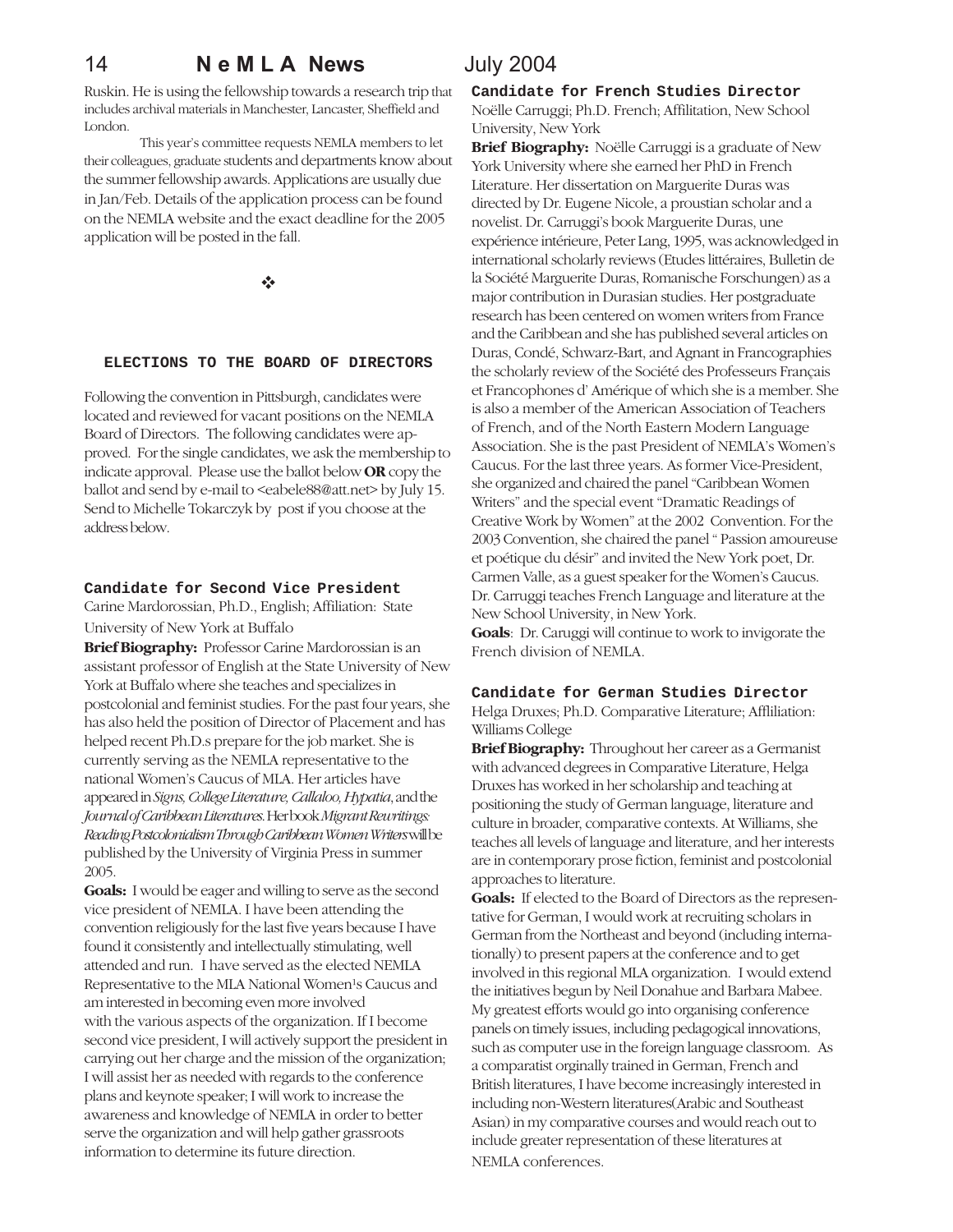Ruskin. He is using the fellowship towards a research trip that includes archival materials in Manchester, Lancaster, Sheffield and London.

This year's committee requests NEMLA members to let their colleagues, graduate students and departments know about the summer fellowship awards. Applications are usually due in Jan/Feb. Details of the application process can be found on the NEMLA website and the exact deadline for the 2005 application will be posted in the fall.

❖

## ELECTIONS TO THE BOARD OF DIRECTORS

Following the convention in Pittsburgh, candidates were located and reviewed for vacant positions on the NEMLA Board of Directors. The following candidates were approved. For the single candidates, we ask the membership to indicate approval. Please use the ballot below **OR** copy the ballot and send by e-mail to <eabele88@att.net> by July 15. Send to Michelle Tokarczyk by post if you choose at the address below.

### Candidate for Second Vice President

Carine Mardorossian, Ph.D., English; Affiliation: State University of New York at Buffalo

**Brief Biography:** Professor Carine Mardorossian is an assistant professor of English at the State University of New York at Buffalo where she teaches and specializes in postcolonial and feminist studies. For the past four years, she has also held the position of Director of Placement and has helped recent Ph.D.s prepare for the job market. She is currently serving as the NEMLA representative to the national Women's Caucus of MLA. Her articles have appeared in *Signs, College Literature, Callaloo, Hypatia*, and the *Journal of Caribbean Literatures*. Her book *Migrant Rewritings: Reading Postcolonialism Through Caribbean Women Writers* will be published by the University of Virginia Press in summer 2005.

**Goals:** I would be eager and willing to serve as the second vice president of NEMLA. I have been attending the convention religiously for the last five years because I have found it consistently and intellectually stimulating, well attended and run. I have served as the elected NEMLA Representative to the MLA National Women¹s Caucus and am interested in becoming even more involved with the various aspects of the organization. If I become second vice president, I will actively support the president in carrying out her charge and the mission of the organization; I will assist her as needed with regards to the conference plans and keynote speaker; I will work to increase the awareness and knowledge of NEMLA in order to better serve the organization and will help gather grassroots information to determine its future direction.

### Candidate for French Studies Director

Noëlle Carruggi; Ph.D. French; Affilitation, New School University, New York

**Brief Biography:** Noëlle Carruggi is a graduate of New York University where she earned her PhD in French Literature. Her dissertation on Marguerite Duras was directed by Dr. Eugene Nicole, a proustian scholar and a novelist. Dr. Carruggi's book Marguerite Duras, une expérience intérieure, Peter Lang, 1995, was acknowledged in international scholarly reviews (Etudes littéraires, Bulletin de la Société Marguerite Duras, Romanische Forschungen) as a major contribution in Durasian studies. Her postgraduate research has been centered on women writers from France and the Caribbean and she has published several articles on Duras, Condé, Schwarz-Bart, and Agnant in Francographies the scholarly review of the Societé des Professeurs Français et Francophones d' Amérique of which she is a member. She is also a member of the American Association of Teachers of French, and of the North Eastern Modern Language Association. She is the past President of NEMLA's Women's Caucus. For the last three years. As former Vice-President, she organized and chaired the panel "Caribbean Women Writers" and the special event "Dramatic Readings of Creative Work by Women" at the 2002 Convention. For the 2003 Convention, she chaired the panel " Passion amoureuse et poétique du désir" and invited the New York poet, Dr. Carmen Valle, as a guest speaker for the Women's Caucus. Dr. Carruggi teaches French Language and literature at the New School University, in New York.

**Goals**: Dr. Caruggi will continue to work to invigorate the French division of NEMLA.

### Candidate for German Studies Director

Helga Druxes; Ph.D. Comparative Literature; Affliliation: Williams College

**Brief Biography:** Throughout her career as a Germanist with advanced degrees in Comparative Literature, Helga Druxes has worked in her scholarship and teaching at positioning the study of German language, literature and culture in broader, comparative contexts. At Williams, she teaches all levels of language and literature, and her interests are in contemporary prose fiction, feminist and postcolonial approaches to literature.

**Goals:** If elected to the Board of Directors as the representative for German, I would work at recruiting scholars in German from the Northeast and beyond (including internationally) to present papers at the conference and to get involved in this regional MLA organization. I would extend the initiatives begun by Neil Donahue and Barbara Mabee. My greatest efforts would go into organising conference panels on timely issues, including pedagogical innovations, such as computer use in the foreign language classroom. As a comparatist orginally trained in German, French and British literatures, I have become increasingly interested in including non-Western literatures(Arabic and Southeast Asian) in my comparative courses and would reach out to include greater representation of these literatures at NEMLA conferences.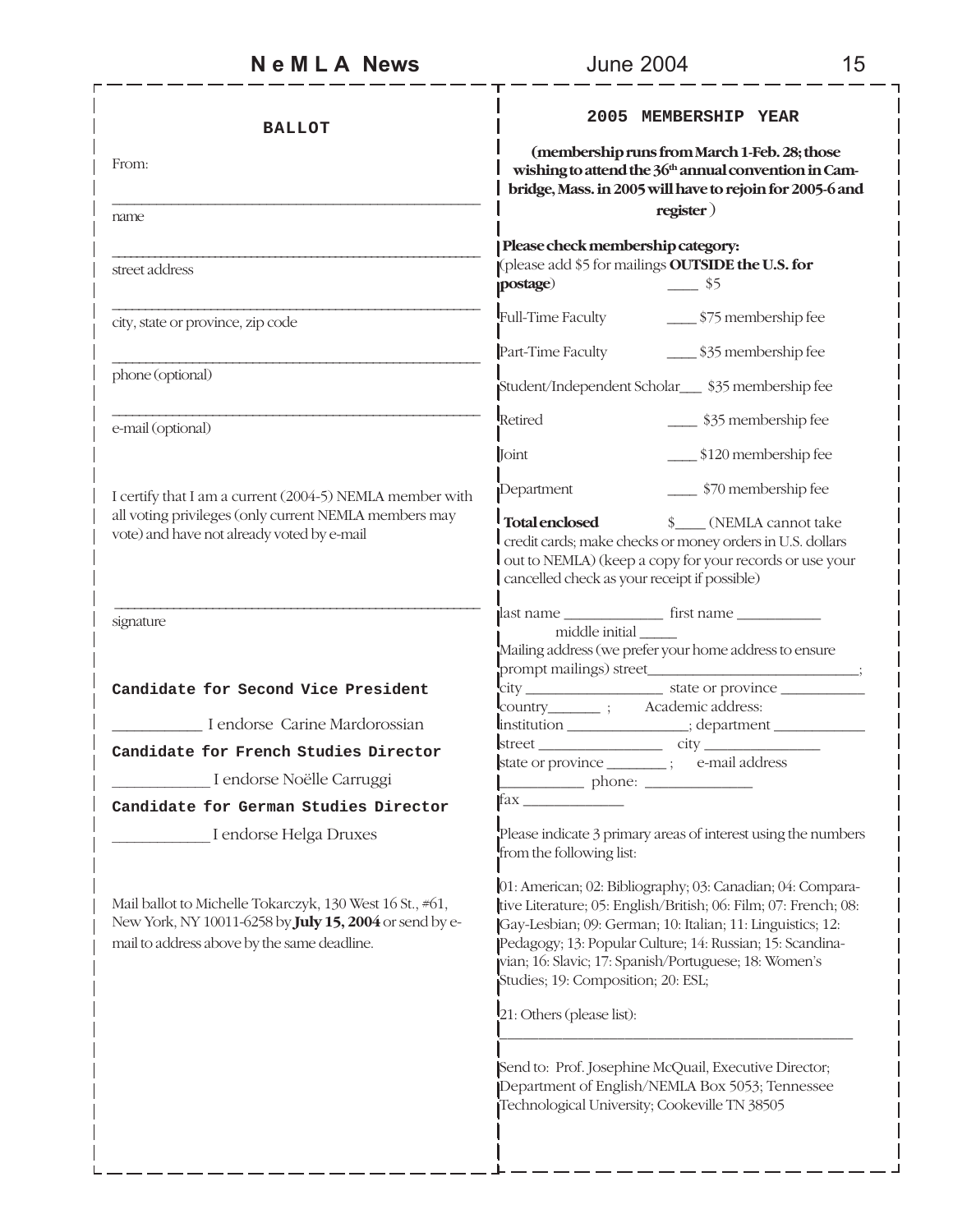## BALLOT

From:

\_\_\_\_\_\_\_\_\_\_\_\_\_\_\_\_\_\_\_\_\_\_\_\_\_\_\_\_\_\_\_\_\_\_\_\_\_\_\_\_\_\_\_\_\_\_\_\_
name

\_\_\_\_\_\_\_\_\_\_\_\_\_\_\_\_\_\_\_\_\_\_\_\_\_\_\_\_\_\_\_\_\_\_\_\_\_\_\_\_\_\_\_\_\_\_\_\_
street address

\_\_\_\_\_\_\_\_\_\_\_\_\_\_\_\_\_\_\_\_\_\_\_\_\_\_\_\_\_\_\_\_\_\_\_\_\_\_\_\_\_\_\_\_\_\_\_\_
city, state or province, zip code

\_\_\_\_\_\_\_\_\_\_\_\_\_\_\_\_\_\_\_\_\_\_\_\_\_\_\_\_\_\_\_\_\_\_\_\_\_\_\_\_\_\_\_\_\_\_\_\_
phone (optional)

\_\_\_\_\_\_\_\_\_\_\_\_\_\_\_\_\_\_\_\_\_\_\_\_\_\_\_\_\_\_\_\_\_\_\_\_\_\_\_\_\_\_\_\_\_\_\_\_
e-mail (optional)

I certify that I am a current (2004-5) NEMLA member with all voting privileges (only current NEMLA members may vote) and have not already voted by e-mail

\_\_\_\_\_\_\_\_\_\_\_\_\_\_\_\_\_\_\_\_\_\_\_\_\_\_\_\_\_\_\_\_\_\_\_\_\_\_\_\_\_\_\_\_\_\_\_\_
signature

**Candidate for Second Vice President**

\_\_\_\_\_\_\_\_\_\_\_ I endorse Carine Mardorossian

**Candidate for French Studies Director**

\_\_\_\_\_\_\_\_\_\_\_\_ I endorse Noëlle Carruggi

**Candidate for German Studies Director**

\_\_\_\_\_\_\_\_\_\_\_\_ I endorse Helga Druxes

Mail ballot to Michelle Tokarczyk, 130 West 16 St., #61, New York, NY 10011-6258 by **July 15, 2004** or send by e-mail to address above by the same deadline.

## 2005 MEMBERSHIP YEAR

**(membership runs from March 1-Feb. 28; those wishing to attend the 36th annual convention in Cambridge, Mass. in 2005 will have to rejoin for 2005-6 and register** )

**Please check membership category:**
(please add $5 for mailings **OUTSIDE the U.S. for postage**) \_\_\_\_ $5

Full-Time Faculty \_\_\_\_ $75 membership fee

Part-Time Faculty \_\_\_\_ $35 membership fee

Student/Independent Scholar\_\_\_ $35 membership fee

Retired \_\_\_\_ $35 membership fee

Joint \_\_\_\_ $120 membership fee

Department \_\_\_\_ $70 membership fee

**Total enclosed** $\_\_\_\_ (NEMLA cannot take credit cards; make checks or money orders in U.S. dollars out to NEMLA) (keep a copy for your records or use your cancelled check as your receipt if possible)

last name \_\_\_\_\_\_\_\_\_\_\_\_\_ first name \_\_\_\_\_\_\_\_\_\_\_ middle initial \_\_\_\_\_
Mailing address (we prefer your home address to ensure prompt mailings) street\_\_\_\_\_\_\_\_\_\_\_\_\_\_\_\_\_\_\_\_\_\_\_\_\_\_\_;
city \_\_\_\_\_\_\_\_\_\_\_\_\_\_\_\_\_\_ state or province \_\_\_\_\_\_\_\_\_\_\_
country\_\_\_\_\_\_\_ ; Academic address:
institution \_\_\_\_\_\_\_\_\_\_\_\_\_\_\_\_; department \_\_\_\_\_\_\_\_\_\_\_\_
street \_\_\_\_\_\_\_\_\_\_\_\_\_\_\_\_ city \_\_\_\_\_\_\_\_\_\_\_\_\_\_\_
state or province \_\_\_\_\_\_\_\_ ; e-mail address
\_\_\_\_\_\_\_\_\_\_\_ phone: \_\_\_\_\_\_\_\_\_\_\_\_\_\_
fax \_\_\_\_\_\_\_\_\_\_\_\_\_

Please indicate 3 primary areas of interest using the numbers from the following list:

01: American; 02: Bibliography; 03: Canadian; 04: Comparative Literature; 05: English/British; 06: Film; 07: French; 08: Gay-Lesbian; 09: German; 10: Italian; 11: Linguistics; 12: Pedagogy; 13: Popular Culture; 14: Russian; 15: Scandinavian; 16: Slavic; 17: Spanish/Portuguese; 18: Women's Studies; 19: Composition; 20: ESL;

21: Others (please list):

\_\_\_\_\_\_\_\_\_\_\_\_\_\_\_\_\_\_\_\_\_\_\_\_\_\_\_\_\_\_\_\_\_\_\_\_\_\_\_\_\_\_\_\_\_\_\_\_

Send to: Prof. Josephine McQuail, Executive Director; Department of English/NEMLA Box 5053; Tennessee Technological University; Cookeville TN 38505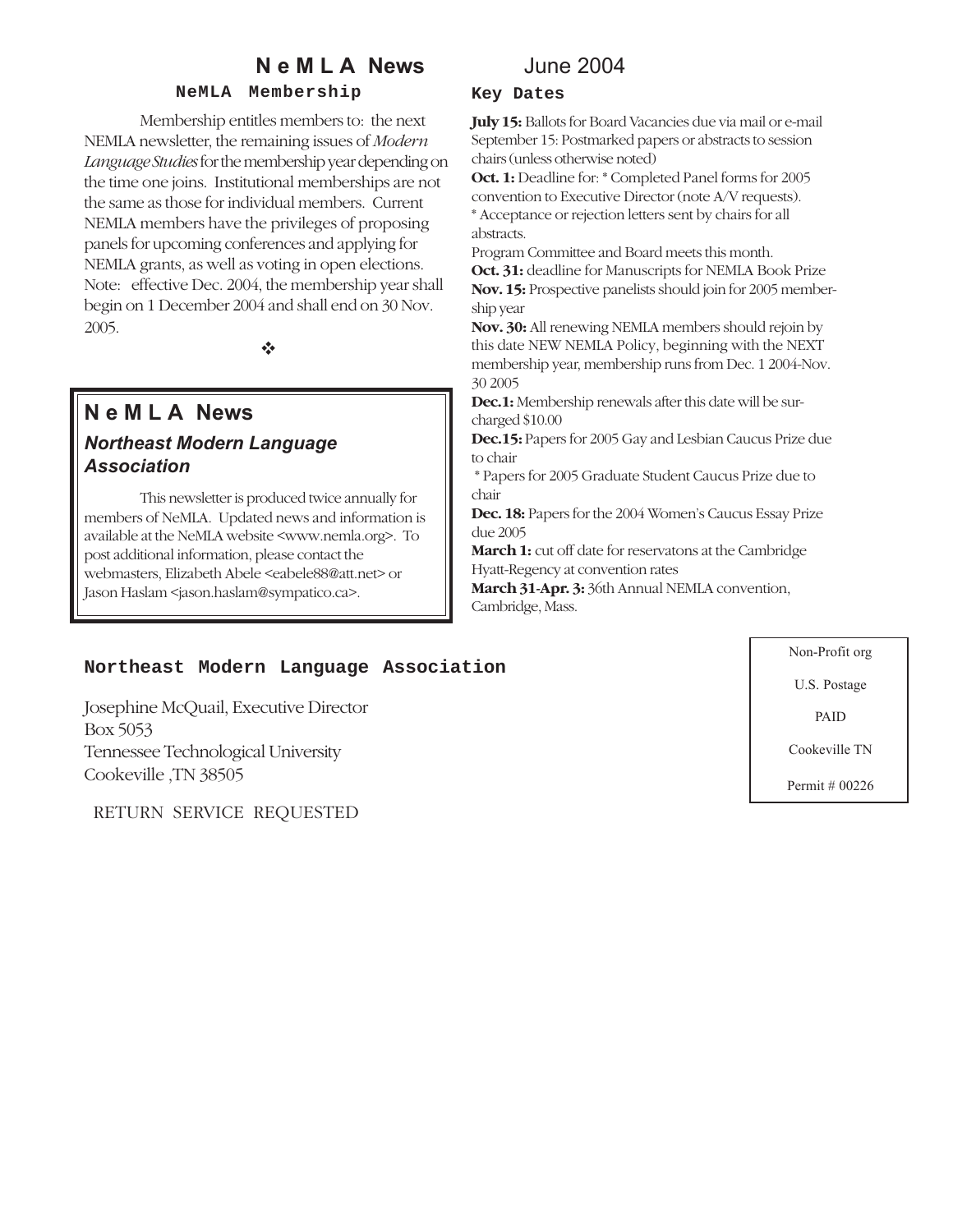# N e M L A News June 2004

## NeMLA Membership

Membership entitles members to: the next NEMLA newsletter, the remaining issues of *Modern Language Studies* for the membership year depending on the time one joins. Institutional memberships are not the same as those for individual members. Current NEMLA members have the privileges of proposing panels for upcoming conferences and applying for NEMLA grants, as well as voting in open elections. Note: effective Dec. 2004, the membership year shall begin on 1 December 2004 and shall end on 30 Nov. 2005.

❖

## N e M L A News

### *Northeast Modern Language Association*

This newsletter is produced twice annually for members of NeMLA. Updated news and information is available at the NeMLA website <www.nemla.org>. To post additional information, please contact the webmasters, Elizabeth Abele <eabele88@att.net> or Jason Haslam <jason.haslam@sympatico.ca>.

## Key Dates

**July 15:** Ballots for Board Vacancies due via mail or e-mail
September 15: Postmarked papers or abstracts to session chairs (unless otherwise noted)
**Oct. 1:** Deadline for: * Completed Panel forms for 2005 convention to Executive Director (note A/V requests).
* Acceptance or rejection letters sent by chairs for all abstracts.
Program Committee and Board meets this month.
**Oct. 31:** deadline for Manuscripts for NEMLA Book Prize
**Nov. 15:** Prospective panelists should join for 2005 membership year
**Nov. 30:** All renewing NEMLA members should rejoin by this date NEW NEMLA Policy, beginning with the NEXT membership year, membership runs from Dec. 1 2004-Nov. 30 2005
**Dec.1:** Membership renewals after this date will be surcharged $10.00
**Dec.15:** Papers for 2005 Gay and Lesbian Caucus Prize due to chair
* Papers for 2005 Graduate Student Caucus Prize due to chair
**Dec. 18:** Papers for the 2004 Women's Caucus Essay Prize due 2005
**March 1:** cut off date for reservatons at the Cambridge Hyatt-Regency at convention rates
**March 31-Apr. 3:** 36th Annual NEMLA convention, Cambridge, Mass.

**Northeast Modern Language Association**

Josephine McQuail, Executive Director
Box 5053
Tennessee Technological University
Cookeville ,TN 38505

RETURN SERVICE REQUESTED

Non-Profit org
U.S. Postage
PAID
Cookeville TN
Permit # 00226